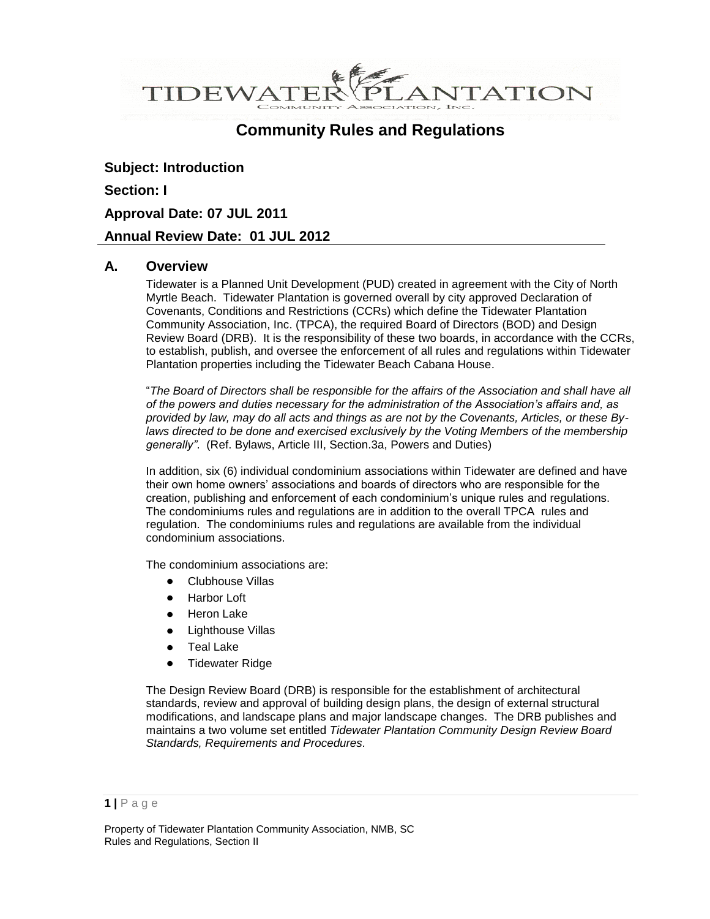TIDEWATER PLANTATION
COMMUNITY ASSOCIATION, INC.

# Community Rules and Regulations

**Subject: Introduction**

**Section: I**

**Approval Date: 07 JUL 2011**

**Annual Review Date: 01 JUL 2012**

## A. Overview

Tidewater is a Planned Unit Development (PUD) created in agreement with the City of North Myrtle Beach. Tidewater Plantation is governed overall by city approved Declaration of Covenants, Conditions and Restrictions (CCRs) which define the Tidewater Plantation Community Association, Inc. (TPCA), the required Board of Directors (BOD) and Design Review Board (DRB). It is the responsibility of these two boards, in accordance with the CCRs, to establish, publish, and oversee the enforcement of all rules and regulations within Tidewater Plantation properties including the Tidewater Beach Cabana House.

"*The Board of Directors shall be responsible for the affairs of the Association and shall have all of the powers and duties necessary for the administration of the Association's affairs and, as provided by law, may do all acts and things as are not by the Covenants, Articles, or these By-laws directed to be done and exercised exclusively by the Voting Members of the membership generally"*. (Ref. Bylaws, Article III, Section.3a, Powers and Duties)

In addition, six (6) individual condominium associations within Tidewater are defined and have their own home owners' associations and boards of directors who are responsible for the creation, publishing and enforcement of each condominium's unique rules and regulations. The condominiums rules and regulations are in addition to the overall TPCA rules and regulation. The condominiums rules and regulations are available from the individual condominium associations.

The condominium associations are:

- Clubhouse Villas
- Harbor Loft
- Heron Lake
- Lighthouse Villas
- Teal Lake
- Tidewater Ridge

The Design Review Board (DRB) is responsible for the establishment of architectural standards, review and approval of building design plans, the design of external structural modifications, and landscape plans and major landscape changes. The DRB publishes and maintains a two volume set entitled *Tidewater Plantation Community Design Review Board Standards, Requirements and Procedures.*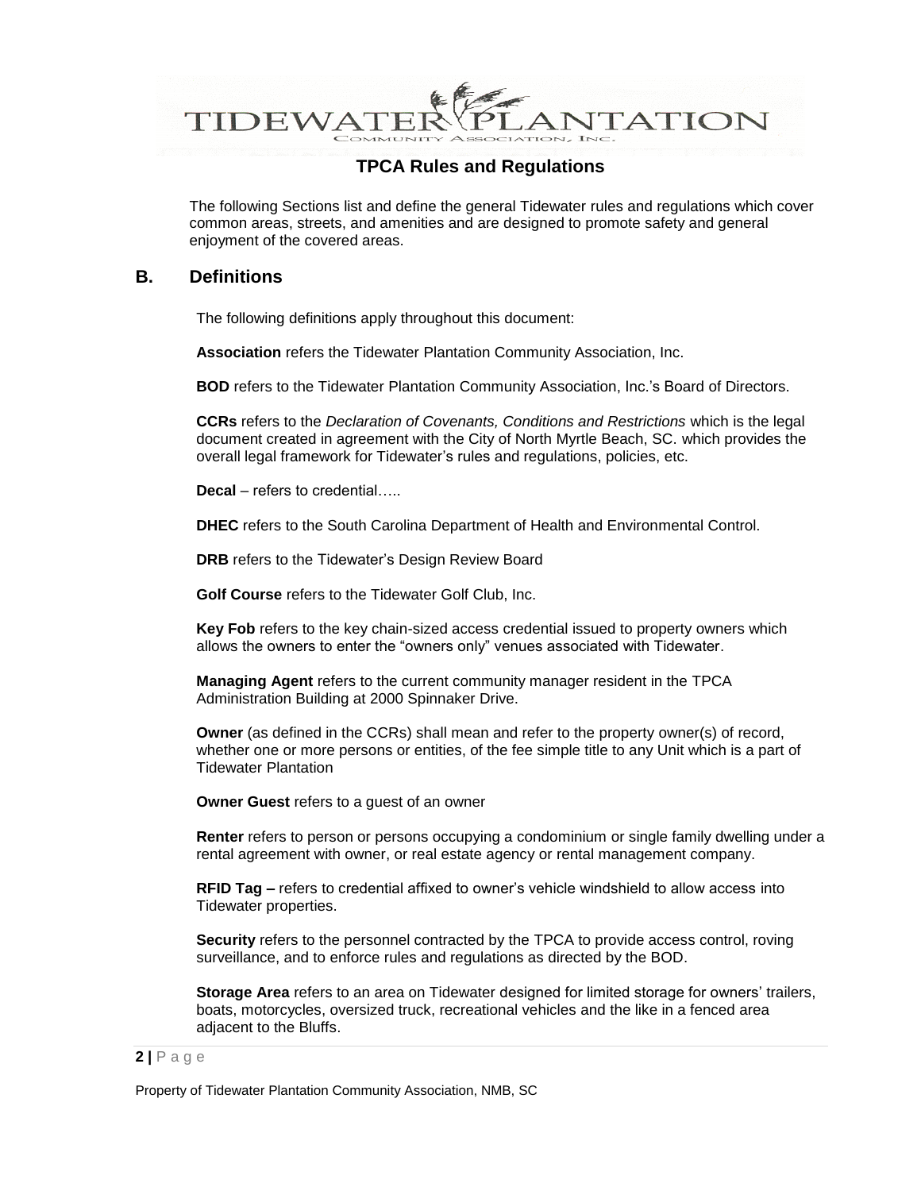TIDEWATER PLANTATION

COMMUNITY ASSOCIATION, INC.

# TPCA Rules and Regulations

The following Sections list and define the general Tidewater rules and regulations which cover common areas, streets, and amenities and are designed to promote safety and general enjoyment of the covered areas.

## B. Definitions

The following definitions apply throughout this document:

**Association** refers the Tidewater Plantation Community Association, Inc.

**BOD** refers to the Tidewater Plantation Community Association, Inc.'s Board of Directors.

**CCRs** refers to the *Declaration of Covenants, Conditions and Restrictions* which is the legal document created in agreement with the City of North Myrtle Beach, SC. which provides the overall legal framework for Tidewater's rules and regulations, policies, etc.

**Decal** – refers to credential…..

**DHEC** refers to the South Carolina Department of Health and Environmental Control.

**DRB** refers to the Tidewater's Design Review Board

**Golf Course** refers to the Tidewater Golf Club, Inc.

**Key Fob** refers to the key chain-sized access credential issued to property owners which allows the owners to enter the "owners only" venues associated with Tidewater.

**Managing Agent** refers to the current community manager resident in the TPCA Administration Building at 2000 Spinnaker Drive.

**Owner** (as defined in the CCRs) shall mean and refer to the property owner(s) of record, whether one or more persons or entities, of the fee simple title to any Unit which is a part of Tidewater Plantation

**Owner Guest** refers to a guest of an owner

**Renter** refers to person or persons occupying a condominium or single family dwelling under a rental agreement with owner, or real estate agency or rental management company.

**RFID Tag –** refers to credential affixed to owner's vehicle windshield to allow access into Tidewater properties.

**Security** refers to the personnel contracted by the TPCA to provide access control, roving surveillance, and to enforce rules and regulations as directed by the BOD.

**Storage Area** refers to an area on Tidewater designed for limited storage for owners' trailers, boats, motorcycles, oversized truck, recreational vehicles and the like in a fenced area adjacent to the Bluffs.

Property of Tidewater Plantation Community Association, NMB, SC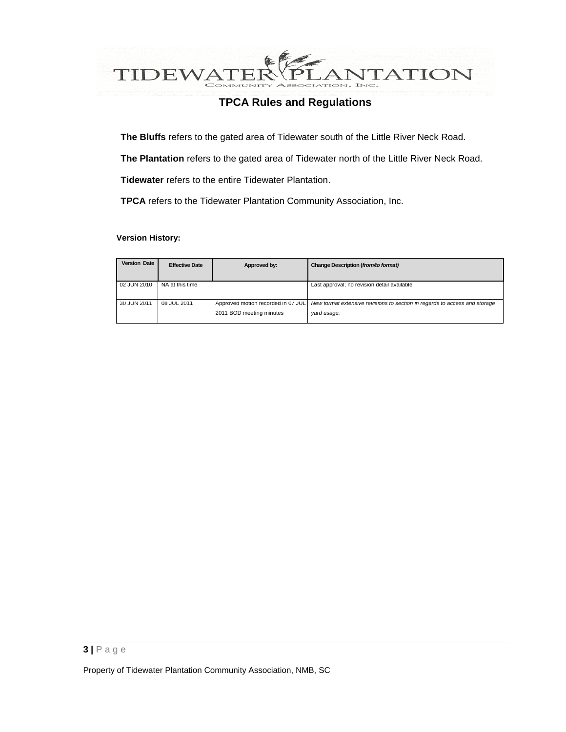# TPCA Rules and Regulations

**The Bluffs** refers to the gated area of Tidewater south of the Little River Neck Road.

**The Plantation** refers to the gated area of Tidewater north of the Little River Neck Road.

**Tidewater** refers to the entire Tidewater Plantation.

**TPCA** refers to the Tidewater Plantation Community Association, Inc.

**Version History:**

| Version Date | Effective Date | Approved by: | Change Description (*from/to format)* |
|---|---|---|---|
| 02 JUN 2010 | NA at this time | | Last approval; no revision detail available |
| 30 JUN 2011 | 08 JUL 2011 | Approved motion recorded in 07 JUL 2011 BOD meeting minutes | *New format extensive revisions to section in regards to access and storage yard usage.* |

Property of Tidewater Plantation Community Association, NMB, SC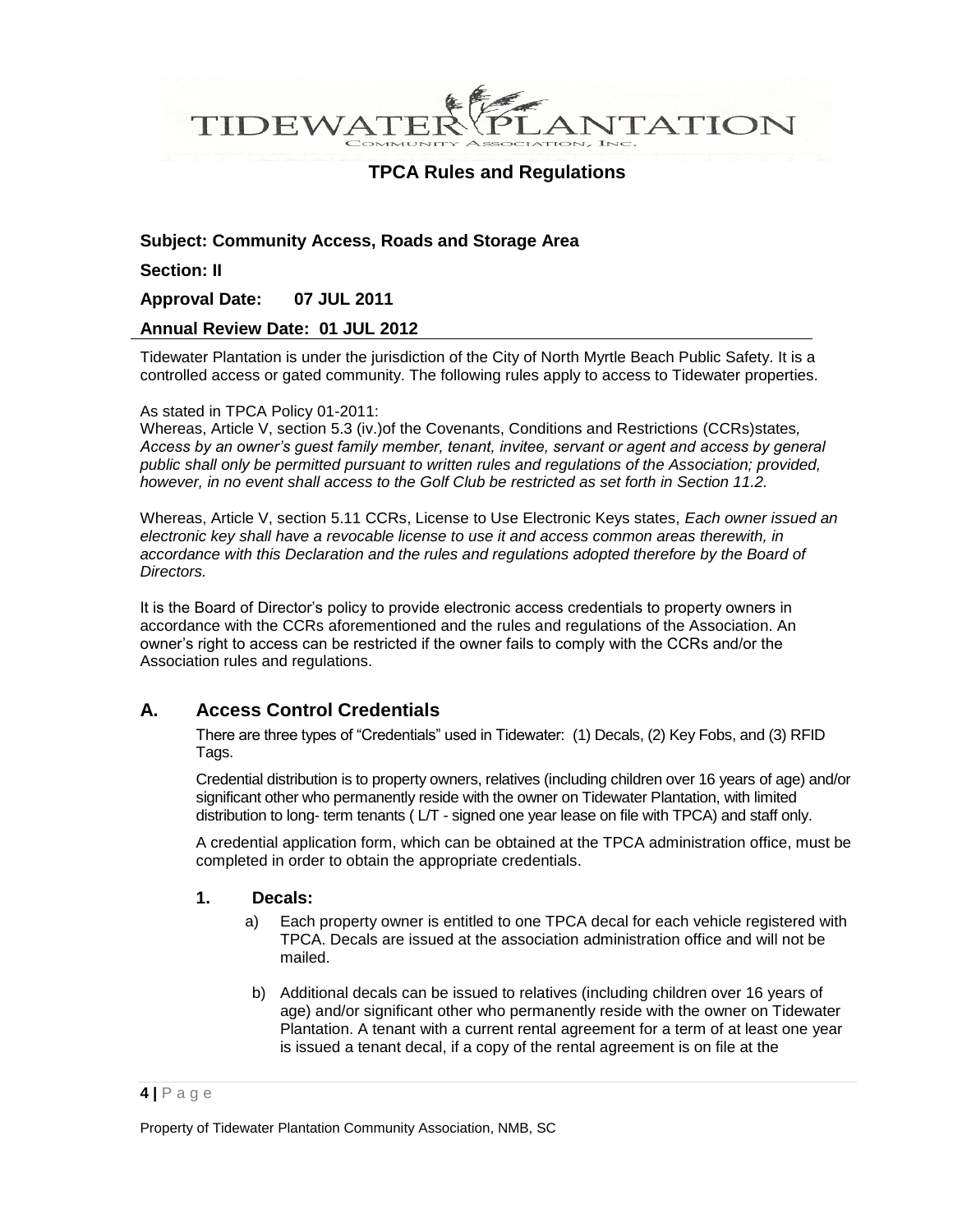# TPCA Rules and Regulations

**Subject: Community Access, Roads and Storage Area**

**Section: II**

**Approval Date: 07 JUL 2011**

**Annual Review Date: 01 JUL 2012**

Tidewater Plantation is under the jurisdiction of the City of North Myrtle Beach Public Safety. It is a controlled access or gated community. The following rules apply to access to Tidewater properties.

As stated in TPCA Policy 01-2011:
Whereas, Article V, section 5.3 (iv.)of the Covenants, Conditions and Restrictions (CCRs)states, *Access by an owner's guest family member, tenant, invitee, servant or agent and access by general public shall only be permitted pursuant to written rules and regulations of the Association; provided, however, in no event shall access to the Golf Club be restricted as set forth in Section 11.2.*

Whereas, Article V, section 5.11 CCRs, License to Use Electronic Keys states, *Each owner issued an electronic key shall have a revocable license to use it and access common areas therewith, in accordance with this Declaration and the rules and regulations adopted therefore by the Board of Directors.*

It is the Board of Director's policy to provide electronic access credentials to property owners in accordance with the CCRs aforementioned and the rules and regulations of the Association. An owner's right to access can be restricted if the owner fails to comply with the CCRs and/or the Association rules and regulations.

## A. Access Control Credentials

There are three types of "Credentials" used in Tidewater: (1) Decals, (2) Key Fobs, and (3) RFID Tags.

Credential distribution is to property owners, relatives (including children over 16 years of age) and/or significant other who permanently reside with the owner on Tidewater Plantation, with limited distribution to long- term tenants ( L/T - signed one year lease on file with TPCA) and staff only.

A credential application form, which can be obtained at the TPCA administration office, must be completed in order to obtain the appropriate credentials.

### 1. Decals:

a) Each property owner is entitled to one TPCA decal for each vehicle registered with TPCA. Decals are issued at the association administration office and will not be mailed.

b) Additional decals can be issued to relatives (including children over 16 years of age) and/or significant other who permanently reside with the owner on Tidewater Plantation. A tenant with a current rental agreement for a term of at least one year is issued a tenant decal, if a copy of the rental agreement is on file at the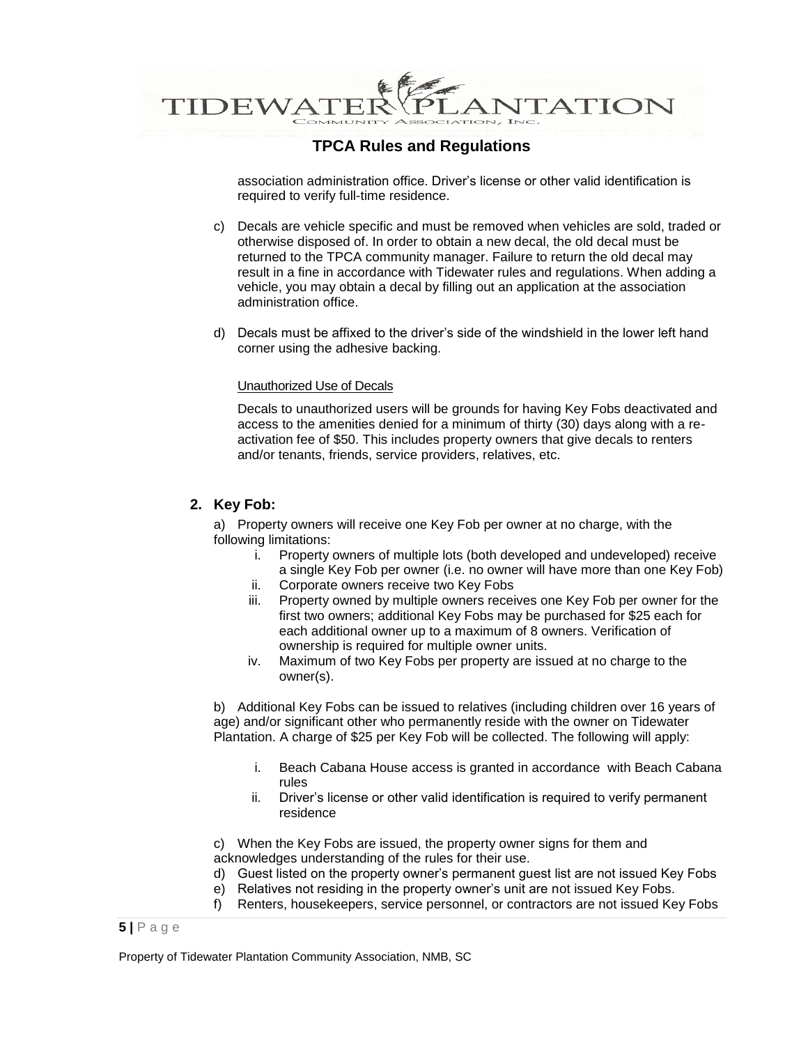association administration office. Driver's license or other valid identification is required to verify full-time residence.

c) Decals are vehicle specific and must be removed when vehicles are sold, traded or otherwise disposed of. In order to obtain a new decal, the old decal must be returned to the TPCA community manager. Failure to return the old decal may result in a fine in accordance with Tidewater rules and regulations. When adding a vehicle, you may obtain a decal by filling out an application at the association administration office.

d) Decals must be affixed to the driver's side of the windshield in the lower left hand corner using the adhesive backing.

Unauthorized Use of Decals

Decals to unauthorized users will be grounds for having Key Fobs deactivated and access to the amenities denied for a minimum of thirty (30) days along with a re-activation fee of $50. This includes property owners that give decals to renters and/or tenants, friends, service providers, relatives, etc.

## 2. Key Fob:

a) Property owners will receive one Key Fob per owner at no charge, with the following limitations:

i. Property owners of multiple lots (both developed and undeveloped) receive a single Key Fob per owner (i.e. no owner will have more than one Key Fob)
ii. Corporate owners receive two Key Fobs
iii. Property owned by multiple owners receives one Key Fob per owner for the first two owners; additional Key Fobs may be purchased for $25 each for each additional owner up to a maximum of 8 owners. Verification of ownership is required for multiple owner units.
iv. Maximum of two Key Fobs per property are issued at no charge to the owner(s).

b) Additional Key Fobs can be issued to relatives (including children over 16 years of age) and/or significant other who permanently reside with the owner on Tidewater Plantation. A charge of $25 per Key Fob will be collected. The following will apply:

i. Beach Cabana House access is granted in accordance with Beach Cabana rules
ii. Driver's license or other valid identification is required to verify permanent residence

c) When the Key Fobs are issued, the property owner signs for them and acknowledges understanding of the rules for their use.
d) Guest listed on the property owner's permanent guest list are not issued Key Fobs
e) Relatives not residing in the property owner's unit are not issued Key Fobs.
f) Renters, housekeepers, service personnel, or contractors are not issued Key Fobs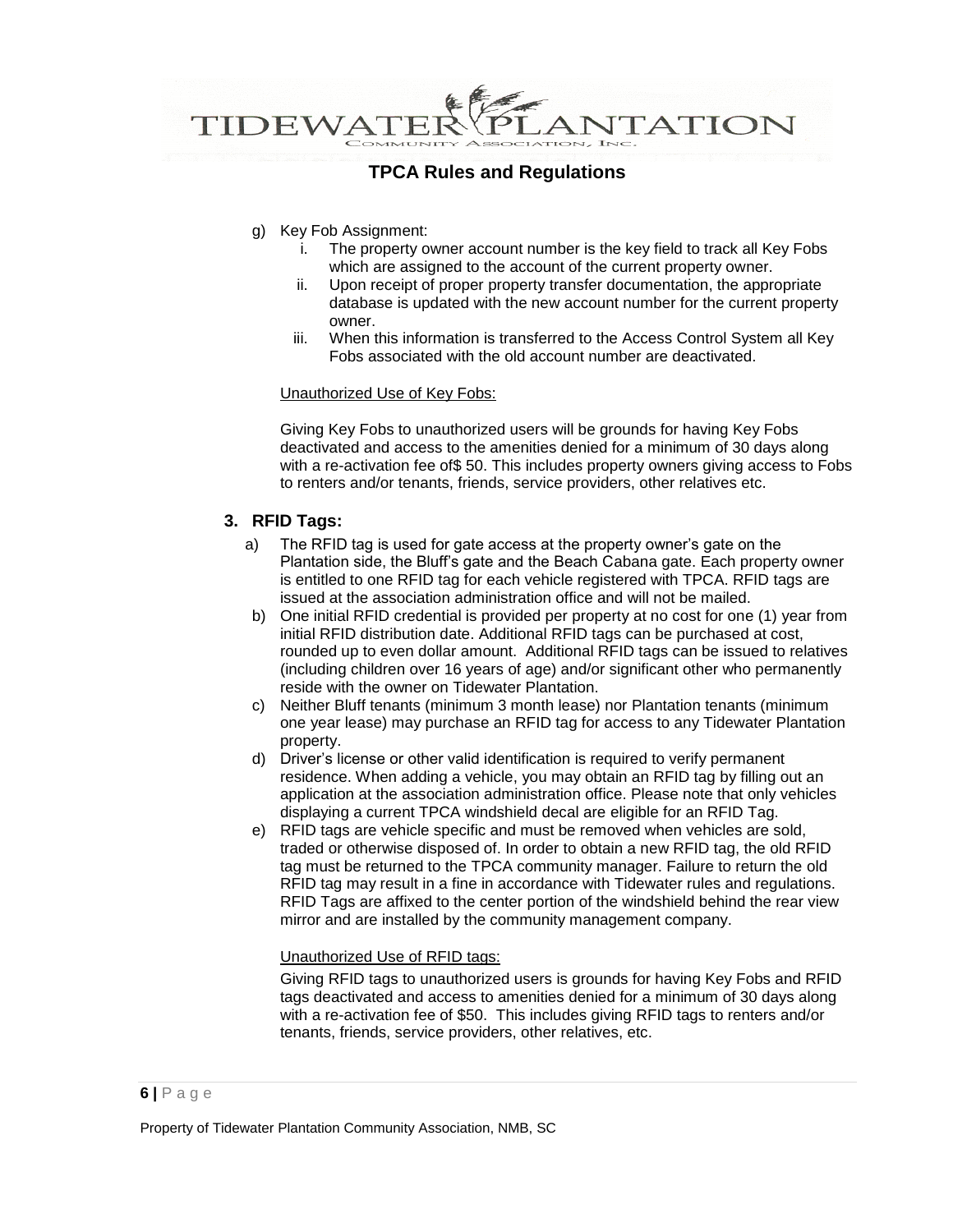g) Key Fob Assignment:
   i. The property owner account number is the key field to track all Key Fobs which are assigned to the account of the current property owner.
   ii. Upon receipt of proper property transfer documentation, the appropriate database is updated with the new account number for the current property owner.
   iii. When this information is transferred to the Access Control System all Key Fobs associated with the old account number are deactivated.

   <u>Unauthorized Use of Key Fobs:</u>

   Giving Key Fobs to unauthorized users will be grounds for having Key Fobs deactivated and access to the amenities denied for a minimum of 30 days along with a re-activation fee of$ 50. This includes property owners giving access to Fobs to renters and/or tenants, friends, service providers, other relatives etc.

### 3. RFID Tags:

a) The RFID tag is used for gate access at the property owner's gate on the Plantation side, the Bluff's gate and the Beach Cabana gate. Each property owner is entitled to one RFID tag for each vehicle registered with TPCA. RFID tags are issued at the association administration office and will not be mailed.

b) One initial RFID credential is provided per property at no cost for one (1) year from initial RFID distribution date. Additional RFID tags can be purchased at cost, rounded up to even dollar amount. Additional RFID tags can be issued to relatives (including children over 16 years of age) and/or significant other who permanently reside with the owner on Tidewater Plantation.

c) Neither Bluff tenants (minimum 3 month lease) nor Plantation tenants (minimum one year lease) may purchase an RFID tag for access to any Tidewater Plantation property.

d) Driver's license or other valid identification is required to verify permanent residence. When adding a vehicle, you may obtain an RFID tag by filling out an application at the association administration office. Please note that only vehicles displaying a current TPCA windshield decal are eligible for an RFID Tag.

e) RFID tags are vehicle specific and must be removed when vehicles are sold, traded or otherwise disposed of. In order to obtain a new RFID tag, the old RFID tag must be returned to the TPCA community manager. Failure to return the old RFID tag may result in a fine in accordance with Tidewater rules and regulations. RFID Tags are affixed to the center portion of the windshield behind the rear view mirror and are installed by the community management company.

   <u>Unauthorized Use of RFID tags:</u>

   Giving RFID tags to unauthorized users is grounds for having Key Fobs and RFID tags deactivated and access to amenities denied for a minimum of 30 days along with a re-activation fee of $50. This includes giving RFID tags to renters and/or tenants, friends, service providers, other relatives, etc.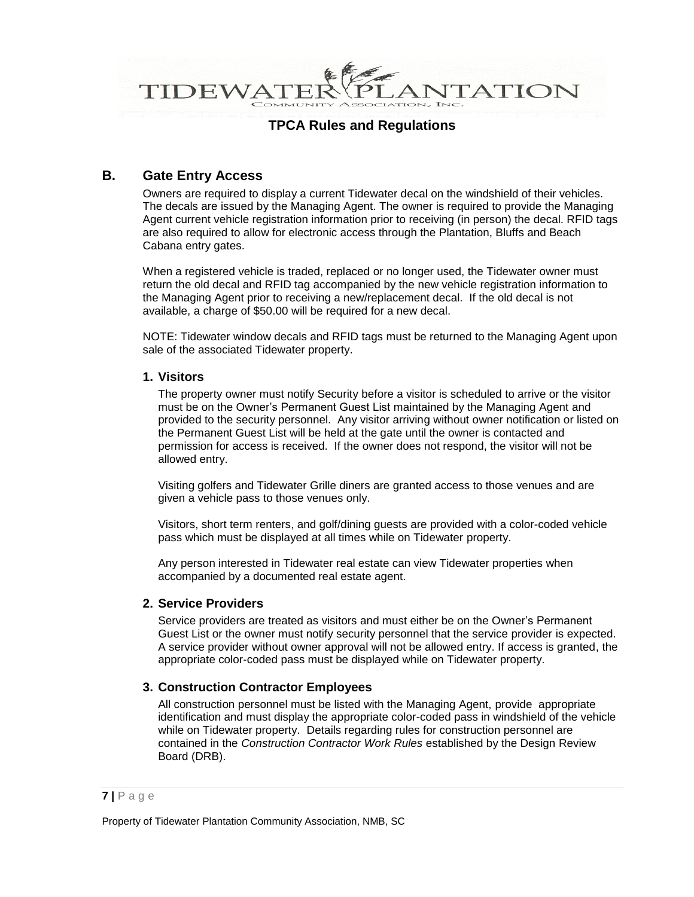## B. Gate Entry Access

Owners are required to display a current Tidewater decal on the windshield of their vehicles. The decals are issued by the Managing Agent. The owner is required to provide the Managing Agent current vehicle registration information prior to receiving (in person) the decal. RFID tags are also required to allow for electronic access through the Plantation, Bluffs and Beach Cabana entry gates.

When a registered vehicle is traded, replaced or no longer used, the Tidewater owner must return the old decal and RFID tag accompanied by the new vehicle registration information to the Managing Agent prior to receiving a new/replacement decal. If the old decal is not available, a charge of $50.00 will be required for a new decal.

NOTE: Tidewater window decals and RFID tags must be returned to the Managing Agent upon sale of the associated Tidewater property.

### 1. Visitors

The property owner must notify Security before a visitor is scheduled to arrive or the visitor must be on the Owner's Permanent Guest List maintained by the Managing Agent and provided to the security personnel. Any visitor arriving without owner notification or listed on the Permanent Guest List will be held at the gate until the owner is contacted and permission for access is received. If the owner does not respond, the visitor will not be allowed entry.

Visiting golfers and Tidewater Grille diners are granted access to those venues and are given a vehicle pass to those venues only.

Visitors, short term renters, and golf/dining guests are provided with a color-coded vehicle pass which must be displayed at all times while on Tidewater property.

Any person interested in Tidewater real estate can view Tidewater properties when accompanied by a documented real estate agent.

### 2. Service Providers

Service providers are treated as visitors and must either be on the Owner's Permanent Guest List or the owner must notify security personnel that the service provider is expected. A service provider without owner approval will not be allowed entry. If access is granted, the appropriate color-coded pass must be displayed while on Tidewater property.

### 3. Construction Contractor Employees

All construction personnel must be listed with the Managing Agent, provide appropriate identification and must display the appropriate color-coded pass in windshield of the vehicle while on Tidewater property. Details regarding rules for construction personnel are contained in the *Construction Contractor Work Rules* established by the Design Review Board (DRB).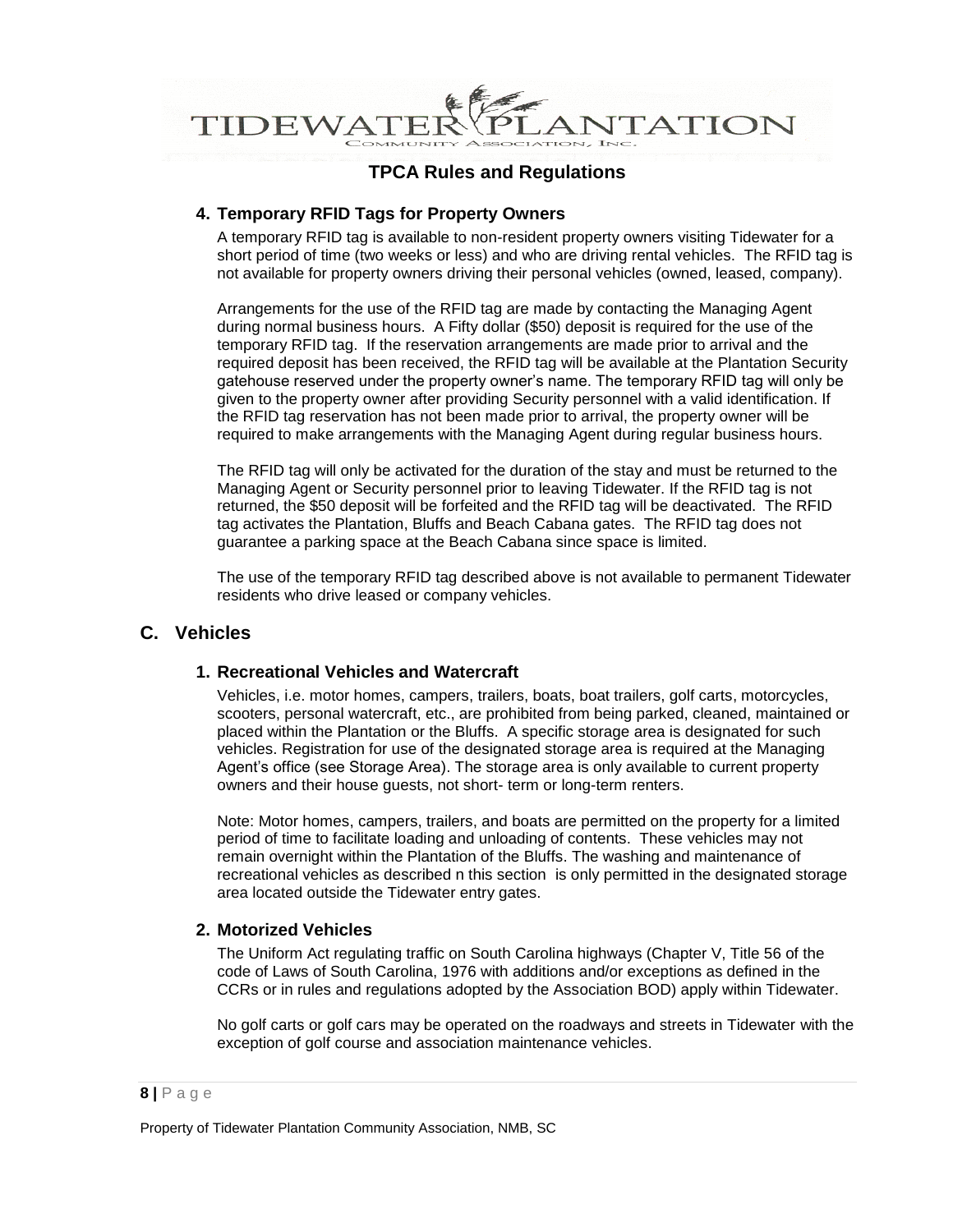### 4. Temporary RFID Tags for Property Owners

A temporary RFID tag is available to non-resident property owners visiting Tidewater for a short period of time (two weeks or less) and who are driving rental vehicles. The RFID tag is not available for property owners driving their personal vehicles (owned, leased, company).

Arrangements for the use of the RFID tag are made by contacting the Managing Agent during normal business hours. A Fifty dollar ($50) deposit is required for the use of the temporary RFID tag. If the reservation arrangements are made prior to arrival and the required deposit has been received, the RFID tag will be available at the Plantation Security gatehouse reserved under the property owner's name. The temporary RFID tag will only be given to the property owner after providing Security personnel with a valid identification. If the RFID tag reservation has not been made prior to arrival, the property owner will be required to make arrangements with the Managing Agent during regular business hours.

The RFID tag will only be activated for the duration of the stay and must be returned to the Managing Agent or Security personnel prior to leaving Tidewater. If the RFID tag is not returned, the $50 deposit will be forfeited and the RFID tag will be deactivated. The RFID tag activates the Plantation, Bluffs and Beach Cabana gates. The RFID tag does not guarantee a parking space at the Beach Cabana since space is limited.

The use of the temporary RFID tag described above is not available to permanent Tidewater residents who drive leased or company vehicles.

## C. Vehicles

### 1. Recreational Vehicles and Watercraft

Vehicles, i.e. motor homes, campers, trailers, boats, boat trailers, golf carts, motorcycles, scooters, personal watercraft, etc., are prohibited from being parked, cleaned, maintained or placed within the Plantation or the Bluffs. A specific storage area is designated for such vehicles. Registration for use of the designated storage area is required at the Managing Agent's office (see Storage Area). The storage area is only available to current property owners and their house guests, not short- term or long-term renters.

Note: Motor homes, campers, trailers, and boats are permitted on the property for a limited period of time to facilitate loading and unloading of contents. These vehicles may not remain overnight within the Plantation of the Bluffs. The washing and maintenance of recreational vehicles as described n this section is only permitted in the designated storage area located outside the Tidewater entry gates.

### 2. Motorized Vehicles

The Uniform Act regulating traffic on South Carolina highways (Chapter V, Title 56 of the code of Laws of South Carolina, 1976 with additions and/or exceptions as defined in the CCRs or in rules and regulations adopted by the Association BOD) apply within Tidewater.

No golf carts or golf cars may be operated on the roadways and streets in Tidewater with the exception of golf course and association maintenance vehicles.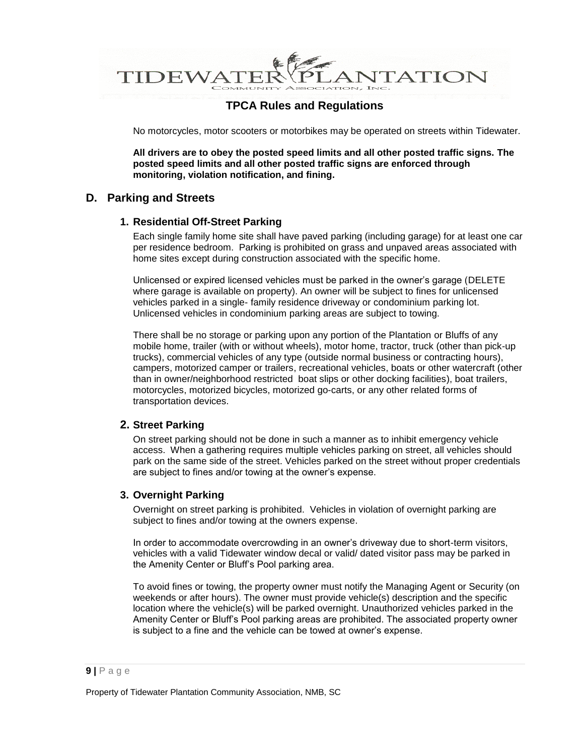No motorcycles, motor scooters or motorbikes may be operated on streets within Tidewater.

**All drivers are to obey the posted speed limits and all other posted traffic signs. The posted speed limits and all other posted traffic signs are enforced through monitoring, violation notification, and fining.**

## D. Parking and Streets

### 1. Residential Off-Street Parking

Each single family home site shall have paved parking (including garage) for at least one car per residence bedroom. Parking is prohibited on grass and unpaved areas associated with home sites except during construction associated with the specific home.

Unlicensed or expired licensed vehicles must be parked in the owner's garage (DELETE where garage is available on property). An owner will be subject to fines for unlicensed vehicles parked in a single- family residence driveway or condominium parking lot. Unlicensed vehicles in condominium parking areas are subject to towing.

There shall be no storage or parking upon any portion of the Plantation or Bluffs of any mobile home, trailer (with or without wheels), motor home, tractor, truck (other than pick-up trucks), commercial vehicles of any type (outside normal business or contracting hours), campers, motorized camper or trailers, recreational vehicles, boats or other watercraft (other than in owner/neighborhood restricted boat slips or other docking facilities), boat trailers, motorcycles, motorized bicycles, motorized go-carts, or any other related forms of transportation devices.

### 2. Street Parking

On street parking should not be done in such a manner as to inhibit emergency vehicle access. When a gathering requires multiple vehicles parking on street, all vehicles should park on the same side of the street. Vehicles parked on the street without proper credentials are subject to fines and/or towing at the owner's expense.

### 3. Overnight Parking

Overnight on street parking is prohibited. Vehicles in violation of overnight parking are subject to fines and/or towing at the owners expense.

In order to accommodate overcrowding in an owner's driveway due to short-term visitors, vehicles with a valid Tidewater window decal or valid/ dated visitor pass may be parked in the Amenity Center or Bluff's Pool parking area.

To avoid fines or towing, the property owner must notify the Managing Agent or Security (on weekends or after hours). The owner must provide vehicle(s) description and the specific location where the vehicle(s) will be parked overnight. Unauthorized vehicles parked in the Amenity Center or Bluff's Pool parking areas are prohibited. The associated property owner is subject to a fine and the vehicle can be towed at owner's expense.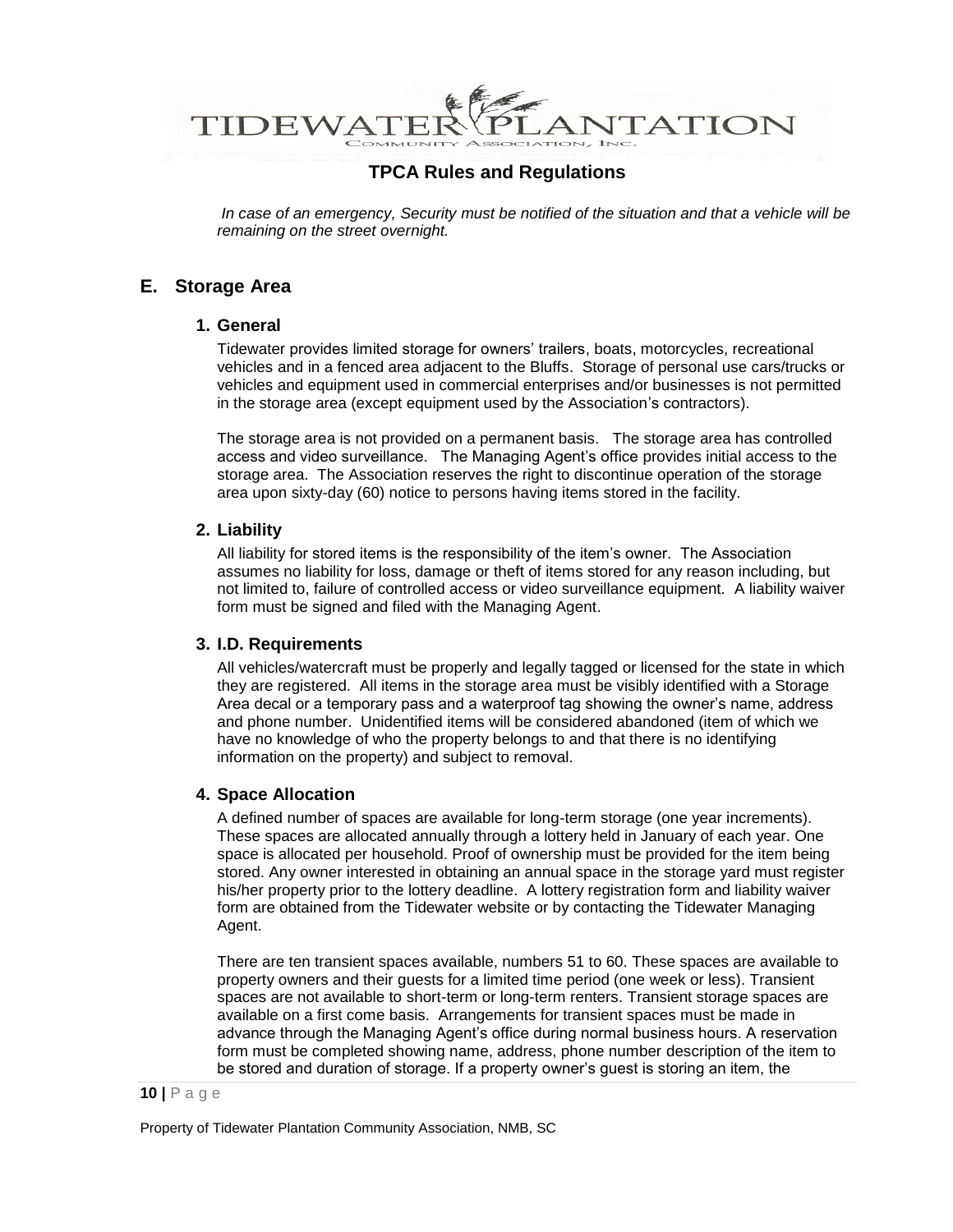*In case of an emergency, Security must be notified of the situation and that a vehicle will be remaining on the street overnight.*

## E. Storage Area

### 1. General

Tidewater provides limited storage for owners' trailers, boats, motorcycles, recreational vehicles and in a fenced area adjacent to the Bluffs. Storage of personal use cars/trucks or vehicles and equipment used in commercial enterprises and/or businesses is not permitted in the storage area (except equipment used by the Association's contractors).

The storage area is not provided on a permanent basis. The storage area has controlled access and video surveillance. The Managing Agent's office provides initial access to the storage area. The Association reserves the right to discontinue operation of the storage area upon sixty-day (60) notice to persons having items stored in the facility.

### 2. Liability

All liability for stored items is the responsibility of the item's owner. The Association assumes no liability for loss, damage or theft of items stored for any reason including, but not limited to, failure of controlled access or video surveillance equipment. A liability waiver form must be signed and filed with the Managing Agent.

### 3. I.D. Requirements

All vehicles/watercraft must be properly and legally tagged or licensed for the state in which they are registered. All items in the storage area must be visibly identified with a Storage Area decal or a temporary pass and a waterproof tag showing the owner's name, address and phone number. Unidentified items will be considered abandoned (item of which we have no knowledge of who the property belongs to and that there is no identifying information on the property) and subject to removal.

### 4. Space Allocation

A defined number of spaces are available for long-term storage (one year increments). These spaces are allocated annually through a lottery held in January of each year. One space is allocated per household. Proof of ownership must be provided for the item being stored. Any owner interested in obtaining an annual space in the storage yard must register his/her property prior to the lottery deadline. A lottery registration form and liability waiver form are obtained from the Tidewater website or by contacting the Tidewater Managing Agent.

There are ten transient spaces available, numbers 51 to 60. These spaces are available to property owners and their guests for a limited time period (one week or less). Transient spaces are not available to short-term or long-term renters. Transient storage spaces are available on a first come basis. Arrangements for transient spaces must be made in advance through the Managing Agent's office during normal business hours. A reservation form must be completed showing name, address, phone number description of the item to be stored and duration of storage. If a property owner's guest is storing an item, the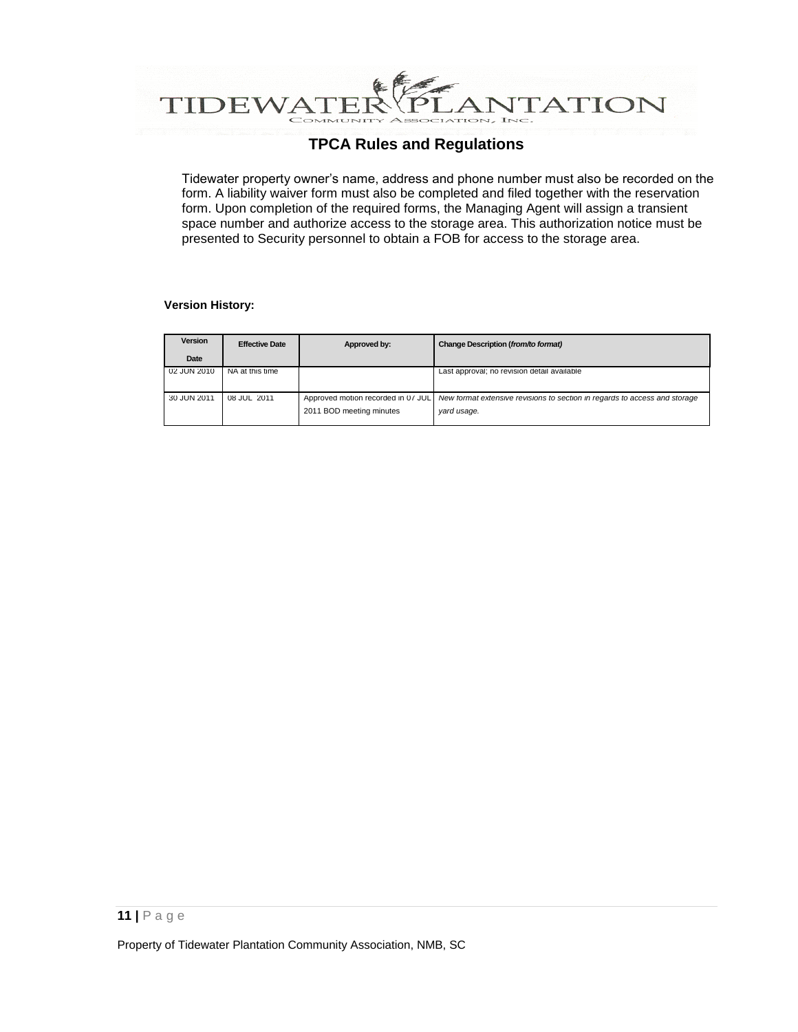Tidewater property owner's name, address and phone number must also be recorded on the form. A liability waiver form must also be completed and filed together with the reservation form. Upon completion of the required forms, the Managing Agent will assign a transient space number and authorize access to the storage area. This authorization notice must be presented to Security personnel to obtain a FOB for access to the storage area.

**Version History:**

| Version Date | Effective Date | Approved by: | Change Description (*from/to format*) |
|---|---|---|---|
| 02 JUN 2010 | NA at this time | | Last approval; no revision detail available |
| 30 JUN 2011 | 08 JUL 2011 | Approved motion recorded in 07 JUL 2011 BOD meeting minutes | *New format extensive revisions to section in regards to access and storage yard usage.* |

Property of Tidewater Plantation Community Association, NMB, SC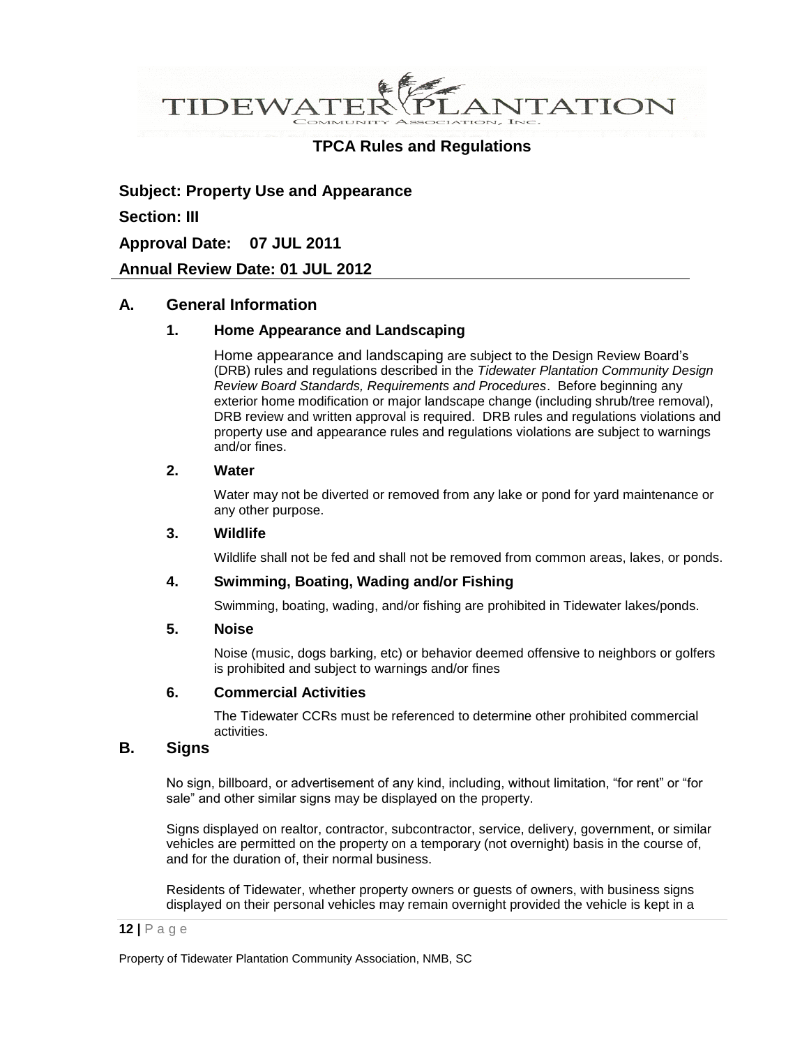# TPCA Rules and Regulations

**Subject: Property Use and Appearance**

**Section: III**

**Approval Date: 07 JUL 2011**

**Annual Review Date: 01 JUL 2012**

## A. General Information

### 1. Home Appearance and Landscaping

Home appearance and landscaping are subject to the Design Review Board's (DRB) rules and regulations described in the *Tidewater Plantation Community Design Review Board Standards, Requirements and Procedures*. Before beginning any exterior home modification or major landscape change (including shrub/tree removal), DRB review and written approval is required. DRB rules and regulations violations and property use and appearance rules and regulations violations are subject to warnings and/or fines.

### 2. Water

Water may not be diverted or removed from any lake or pond for yard maintenance or any other purpose.

### 3. Wildlife

Wildlife shall not be fed and shall not be removed from common areas, lakes, or ponds.

### 4. Swimming, Boating, Wading and/or Fishing

Swimming, boating, wading, and/or fishing are prohibited in Tidewater lakes/ponds.

### 5. Noise

Noise (music, dogs barking, etc) or behavior deemed offensive to neighbors or golfers is prohibited and subject to warnings and/or fines

### 6. Commercial Activities

The Tidewater CCRs must be referenced to determine other prohibited commercial activities.

## B. Signs

No sign, billboard, or advertisement of any kind, including, without limitation, "for rent" or "for sale" and other similar signs may be displayed on the property.

Signs displayed on realtor, contractor, subcontractor, service, delivery, government, or similar vehicles are permitted on the property on a temporary (not overnight) basis in the course of, and for the duration of, their normal business.

Residents of Tidewater, whether property owners or guests of owners, with business signs displayed on their personal vehicles may remain overnight provided the vehicle is kept in a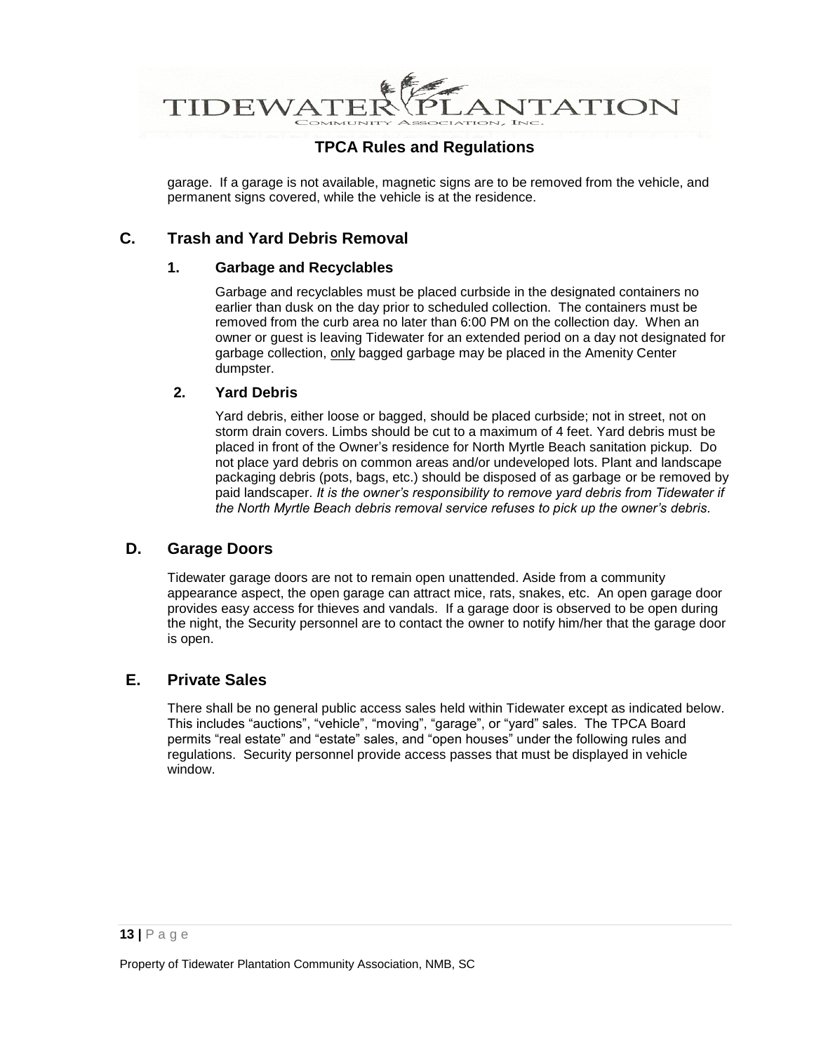garage. If a garage is not available, magnetic signs are to be removed from the vehicle, and permanent signs covered, while the vehicle is at the residence.

## C. Trash and Yard Debris Removal

### 1. Garbage and Recyclables

Garbage and recyclables must be placed curbside in the designated containers no earlier than dusk on the day prior to scheduled collection. The containers must be removed from the curb area no later than 6:00 PM on the collection day. When an owner or guest is leaving Tidewater for an extended period on a day not designated for garbage collection, only bagged garbage may be placed in the Amenity Center dumpster.

### 2. Yard Debris

Yard debris, either loose or bagged, should be placed curbside; not in street, not on storm drain covers. Limbs should be cut to a maximum of 4 feet. Yard debris must be placed in front of the Owner's residence for North Myrtle Beach sanitation pickup. Do not place yard debris on common areas and/or undeveloped lots. Plant and landscape packaging debris (pots, bags, etc.) should be disposed of as garbage or be removed by paid landscaper. *It is the owner's responsibility to remove yard debris from Tidewater if the North Myrtle Beach debris removal service refuses to pick up the owner's debris.*

## D. Garage Doors

Tidewater garage doors are not to remain open unattended. Aside from a community appearance aspect, the open garage can attract mice, rats, snakes, etc. An open garage door provides easy access for thieves and vandals. If a garage door is observed to be open during the night, the Security personnel are to contact the owner to notify him/her that the garage door is open.

## E. Private Sales

There shall be no general public access sales held within Tidewater except as indicated below. This includes "auctions", "vehicle", "moving", "garage", or "yard" sales. The TPCA Board permits "real estate" and "estate" sales, and "open houses" under the following rules and regulations. Security personnel provide access passes that must be displayed in vehicle window.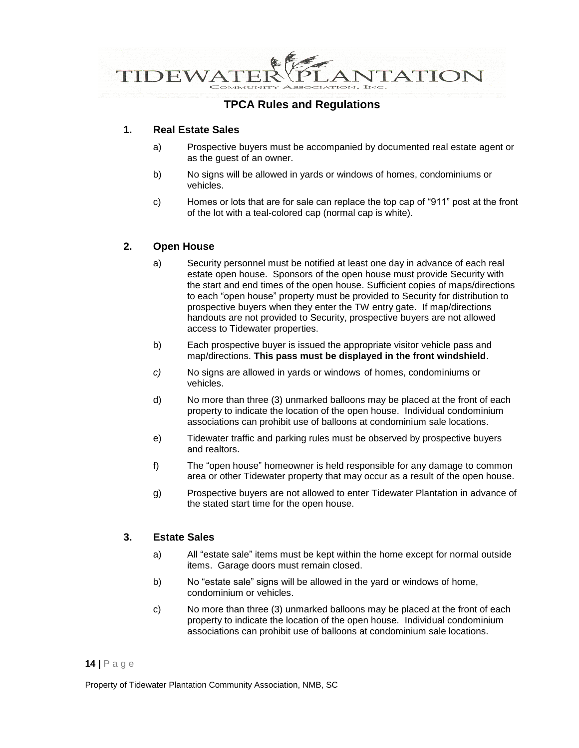# TPCA Rules and Regulations

## 1. Real Estate Sales

a) Prospective buyers must be accompanied by documented real estate agent or as the guest of an owner.

b) No signs will be allowed in yards or windows of homes, condominiums or vehicles.

c) Homes or lots that are for sale can replace the top cap of "911" post at the front of the lot with a teal-colored cap (normal cap is white).

## 2. Open House

a) Security personnel must be notified at least one day in advance of each real estate open house. Sponsors of the open house must provide Security with the start and end times of the open house. Sufficient copies of maps/directions to each "open house" property must be provided to Security for distribution to prospective buyers when they enter the TW entry gate. If map/directions handouts are not provided to Security, prospective buyers are not allowed access to Tidewater properties.

b) Each prospective buyer is issued the appropriate visitor vehicle pass and map/directions. **This pass must be displayed in the front windshield**.

*c)* No signs are allowed in yards or windows of homes, condominiums or vehicles.

d) No more than three (3) unmarked balloons may be placed at the front of each property to indicate the location of the open house. Individual condominium associations can prohibit use of balloons at condominium sale locations.

e) Tidewater traffic and parking rules must be observed by prospective buyers and realtors.

f) The "open house" homeowner is held responsible for any damage to common area or other Tidewater property that may occur as a result of the open house.

g) Prospective buyers are not allowed to enter Tidewater Plantation in advance of the stated start time for the open house.

## 3. Estate Sales

a) All "estate sale" items must be kept within the home except for normal outside items. Garage doors must remain closed.

b) No "estate sale" signs will be allowed in the yard or windows of home, condominium or vehicles.

c) No more than three (3) unmarked balloons may be placed at the front of each property to indicate the location of the open house. Individual condominium associations can prohibit use of balloons at condominium sale locations.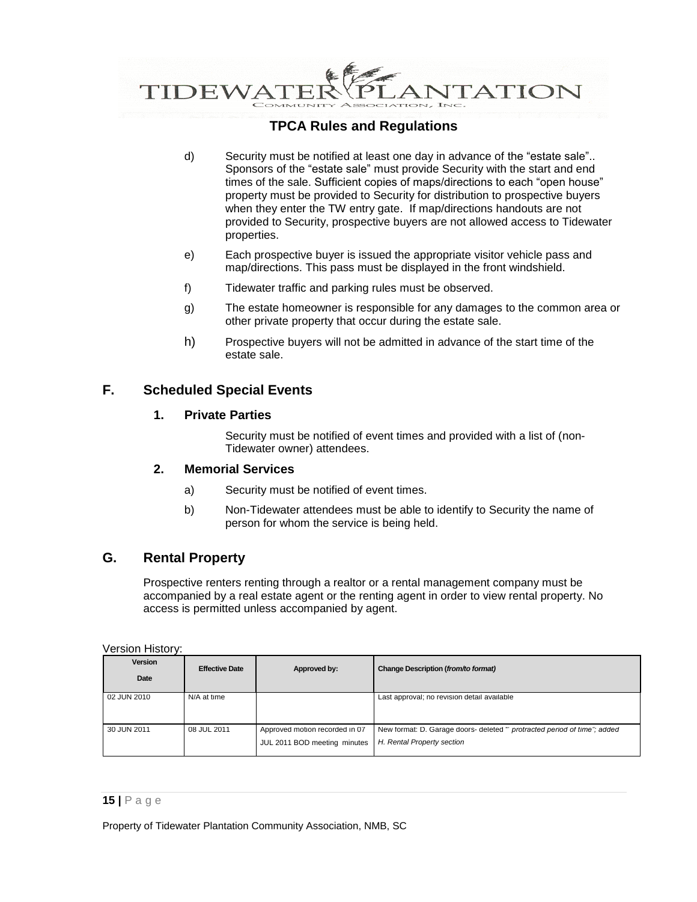d) Security must be notified at least one day in advance of the "estate sale".. Sponsors of the "estate sale" must provide Security with the start and end times of the sale. Sufficient copies of maps/directions to each "open house" property must be provided to Security for distribution to prospective buyers when they enter the TW entry gate. If map/directions handouts are not provided to Security, prospective buyers are not allowed access to Tidewater properties.

e) Each prospective buyer is issued the appropriate visitor vehicle pass and map/directions. This pass must be displayed in the front windshield.

f) Tidewater traffic and parking rules must be observed.

g) The estate homeowner is responsible for any damages to the common area or other private property that occur during the estate sale.

h) Prospective buyers will not be admitted in advance of the start time of the estate sale.

## F. Scheduled Special Events

### 1. Private Parties

Security must be notified of event times and provided with a list of (non-Tidewater owner) attendees.

### 2. Memorial Services

a) Security must be notified of event times.

b) Non-Tidewater attendees must be able to identify to Security the name of person for whom the service is being held.

## G. Rental Property

Prospective renters renting through a realtor or a rental management company must be accompanied by a real estate agent or the renting agent in order to view rental property. No access is permitted unless accompanied by agent.

Version History:

| Version Date | Effective Date | Approved by: | Change Description (*from/to format)* |
|---|---|---|---|
| 02 JUN 2010 | N/A at time | | Last approval; no revision detail available |
| 30 JUN 2011 | 08 JUL 2011 | Approved motion recorded in 07 JUL 2011 BOD meeting minutes | New format: D. Garage doors- deleted "*protracted period of time*"; added *H. Rental Property section* |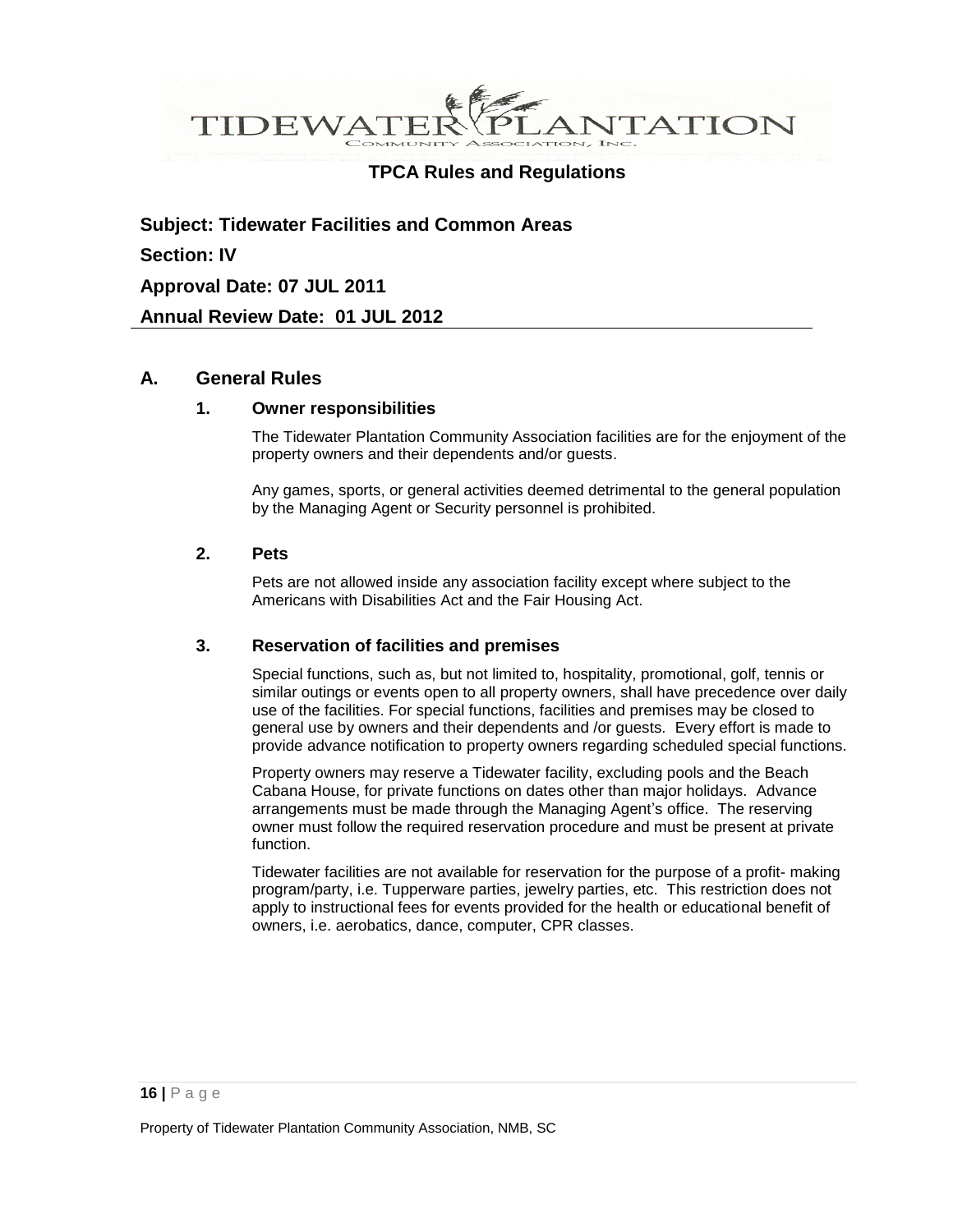# TPCA Rules and Regulations

**Subject: Tidewater Facilities and Common Areas**

**Section: IV**

**Approval Date: 07 JUL 2011**

**Annual Review Date: 01 JUL 2012**

## A. General Rules

### 1. Owner responsibilities

The Tidewater Plantation Community Association facilities are for the enjoyment of the property owners and their dependents and/or guests.

Any games, sports, or general activities deemed detrimental to the general population by the Managing Agent or Security personnel is prohibited.

### 2. Pets

Pets are not allowed inside any association facility except where subject to the Americans with Disabilities Act and the Fair Housing Act.

### 3. Reservation of facilities and premises

Special functions, such as, but not limited to, hospitality, promotional, golf, tennis or similar outings or events open to all property owners, shall have precedence over daily use of the facilities. For special functions, facilities and premises may be closed to general use by owners and their dependents and /or guests. Every effort is made to provide advance notification to property owners regarding scheduled special functions.

Property owners may reserve a Tidewater facility, excluding pools and the Beach Cabana House, for private functions on dates other than major holidays. Advance arrangements must be made through the Managing Agent's office. The reserving owner must follow the required reservation procedure and must be present at private function.

Tidewater facilities are not available for reservation for the purpose of a profit- making program/party, i.e. Tupperware parties, jewelry parties, etc. This restriction does not apply to instructional fees for events provided for the health or educational benefit of owners, i.e. aerobatics, dance, computer, CPR classes.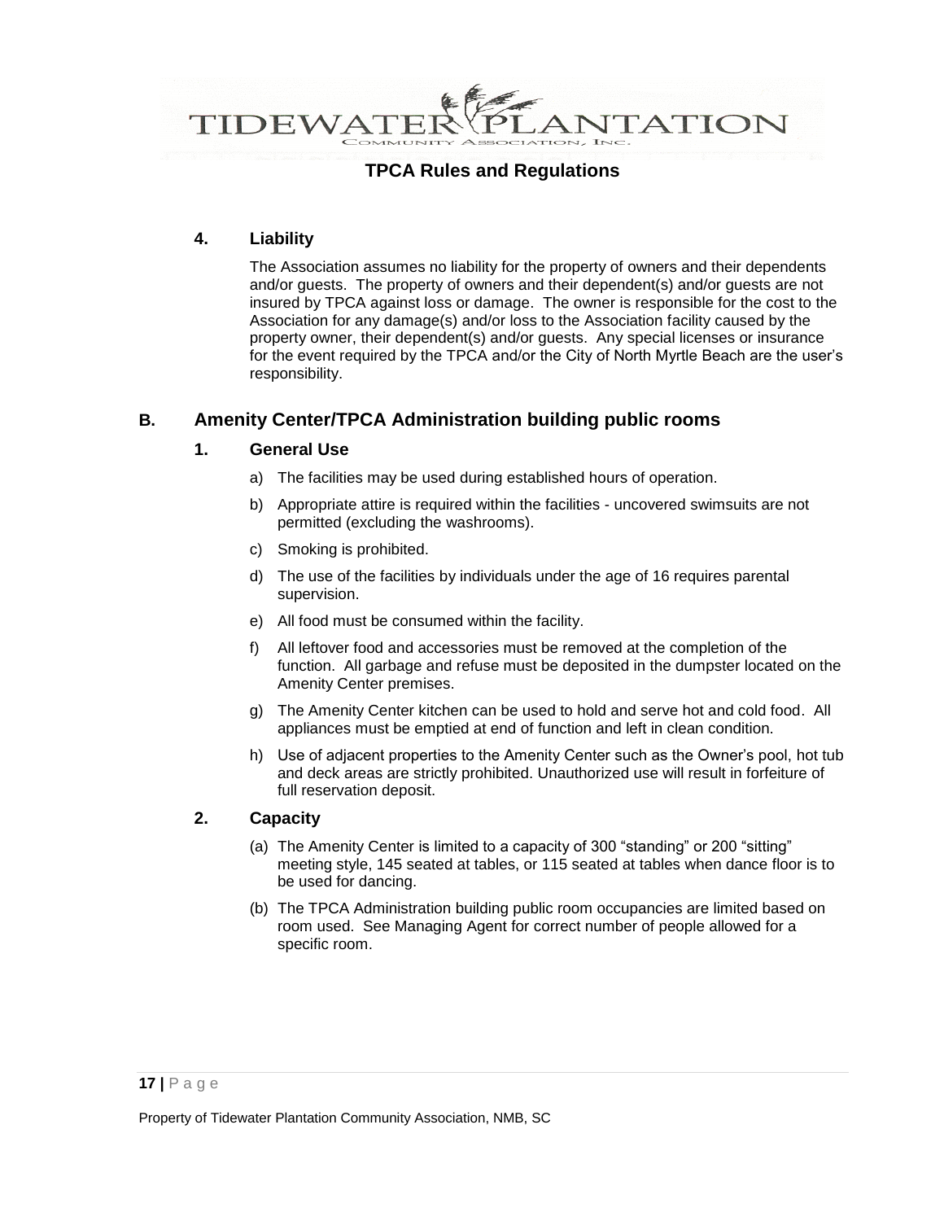### 4. Liability

The Association assumes no liability for the property of owners and their dependents and/or guests. The property of owners and their dependent(s) and/or guests are not insured by TPCA against loss or damage. The owner is responsible for the cost to the Association for any damage(s) and/or loss to the Association facility caused by the property owner, their dependent(s) and/or guests. Any special licenses or insurance for the event required by the TPCA and/or the City of North Myrtle Beach are the user's responsibility.

## B. Amenity Center/TPCA Administration building public rooms

### 1. General Use

a) The facilities may be used during established hours of operation.

b) Appropriate attire is required within the facilities - uncovered swimsuits are not permitted (excluding the washrooms).

c) Smoking is prohibited.

d) The use of the facilities by individuals under the age of 16 requires parental supervision.

e) All food must be consumed within the facility.

f) All leftover food and accessories must be removed at the completion of the function. All garbage and refuse must be deposited in the dumpster located on the Amenity Center premises.

g) The Amenity Center kitchen can be used to hold and serve hot and cold food. All appliances must be emptied at end of function and left in clean condition.

h) Use of adjacent properties to the Amenity Center such as the Owner's pool, hot tub and deck areas are strictly prohibited. Unauthorized use will result in forfeiture of full reservation deposit.

### 2. Capacity

(a) The Amenity Center is limited to a capacity of 300 "standing" or 200 "sitting" meeting style, 145 seated at tables, or 115 seated at tables when dance floor is to be used for dancing.

(b) The TPCA Administration building public room occupancies are limited based on room used. See Managing Agent for correct number of people allowed for a specific room.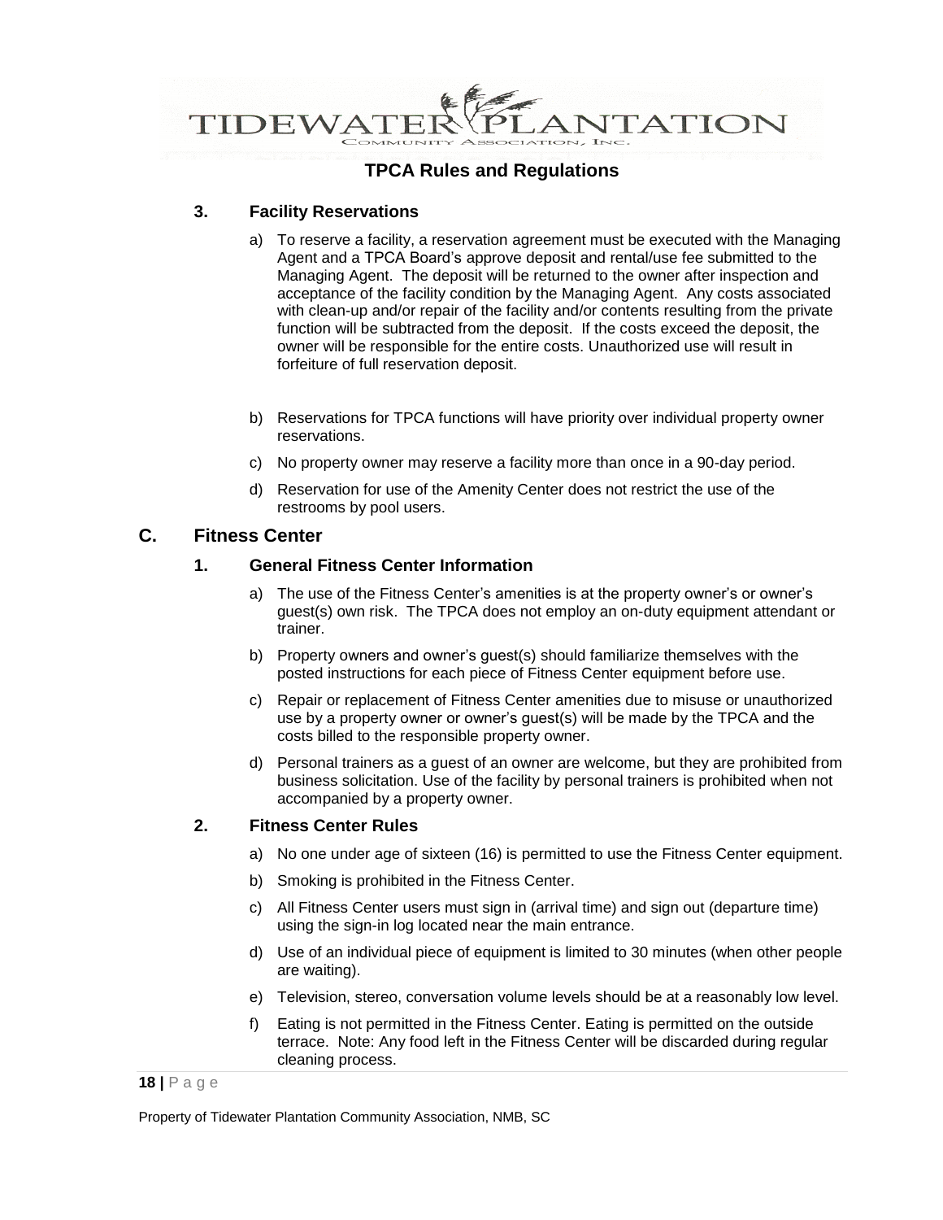### 3. Facility Reservations

a) To reserve a facility, a reservation agreement must be executed with the Managing Agent and a TPCA Board's approve deposit and rental/use fee submitted to the Managing Agent. The deposit will be returned to the owner after inspection and acceptance of the facility condition by the Managing Agent. Any costs associated with clean-up and/or repair of the facility and/or contents resulting from the private function will be subtracted from the deposit. If the costs exceed the deposit, the owner will be responsible for the entire costs. Unauthorized use will result in forfeiture of full reservation deposit.

b) Reservations for TPCA functions will have priority over individual property owner reservations.

c) No property owner may reserve a facility more than once in a 90-day period.

d) Reservation for use of the Amenity Center does not restrict the use of the restrooms by pool users.

## C. Fitness Center

### 1. General Fitness Center Information

a) The use of the Fitness Center's amenities is at the property owner's or owner's guest(s) own risk. The TPCA does not employ an on-duty equipment attendant or trainer.

b) Property owners and owner's guest(s) should familiarize themselves with the posted instructions for each piece of Fitness Center equipment before use.

c) Repair or replacement of Fitness Center amenities due to misuse or unauthorized use by a property owner or owner's guest(s) will be made by the TPCA and the costs billed to the responsible property owner.

d) Personal trainers as a guest of an owner are welcome, but they are prohibited from business solicitation. Use of the facility by personal trainers is prohibited when not accompanied by a property owner.

### 2. Fitness Center Rules

a) No one under age of sixteen (16) is permitted to use the Fitness Center equipment.

b) Smoking is prohibited in the Fitness Center.

c) All Fitness Center users must sign in (arrival time) and sign out (departure time) using the sign-in log located near the main entrance.

d) Use of an individual piece of equipment is limited to 30 minutes (when other people are waiting).

e) Television, stereo, conversation volume levels should be at a reasonably low level.

f) Eating is not permitted in the Fitness Center. Eating is permitted on the outside terrace. Note: Any food left in the Fitness Center will be discarded during regular cleaning process.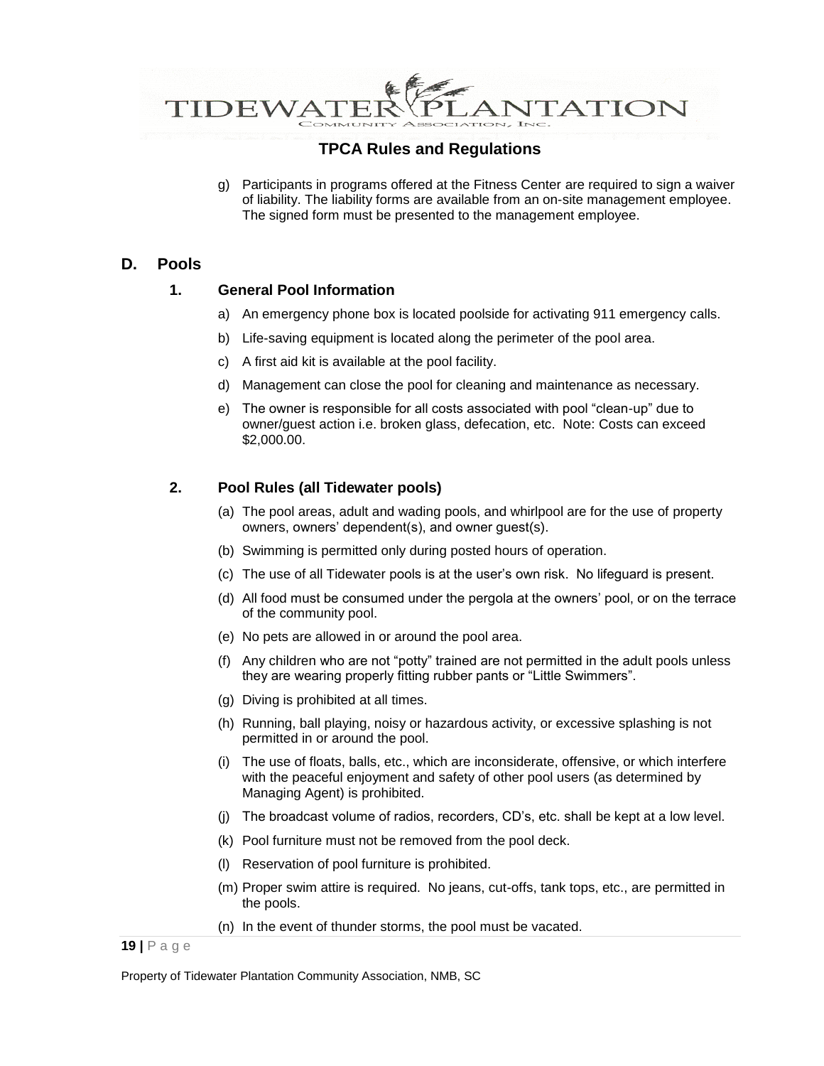g) Participants in programs offered at the Fitness Center are required to sign a waiver of liability. The liability forms are available from an on-site management employee. The signed form must be presented to the management employee.

## D. Pools

### 1. General Pool Information

a) An emergency phone box is located poolside for activating 911 emergency calls.

b) Life-saving equipment is located along the perimeter of the pool area.

c) A first aid kit is available at the pool facility.

d) Management can close the pool for cleaning and maintenance as necessary.

e) The owner is responsible for all costs associated with pool "clean-up" due to owner/guest action i.e. broken glass, defecation, etc. Note: Costs can exceed $2,000.00.

### 2. Pool Rules (all Tidewater pools)

(a) The pool areas, adult and wading pools, and whirlpool are for the use of property owners, owners' dependent(s), and owner guest(s).

(b) Swimming is permitted only during posted hours of operation.

(c) The use of all Tidewater pools is at the user's own risk. No lifeguard is present.

(d) All food must be consumed under the pergola at the owners' pool, or on the terrace of the community pool.

(e) No pets are allowed in or around the pool area.

(f) Any children who are not "potty" trained are not permitted in the adult pools unless they are wearing properly fitting rubber pants or "Little Swimmers".

(g) Diving is prohibited at all times.

(h) Running, ball playing, noisy or hazardous activity, or excessive splashing is not permitted in or around the pool.

(i) The use of floats, balls, etc., which are inconsiderate, offensive, or which interfere with the peaceful enjoyment and safety of other pool users (as determined by Managing Agent) is prohibited.

(j) The broadcast volume of radios, recorders, CD's, etc. shall be kept at a low level.

(k) Pool furniture must not be removed from the pool deck.

(l) Reservation of pool furniture is prohibited.

(m) Proper swim attire is required. No jeans, cut-offs, tank tops, etc., are permitted in the pools.

(n) In the event of thunder storms, the pool must be vacated.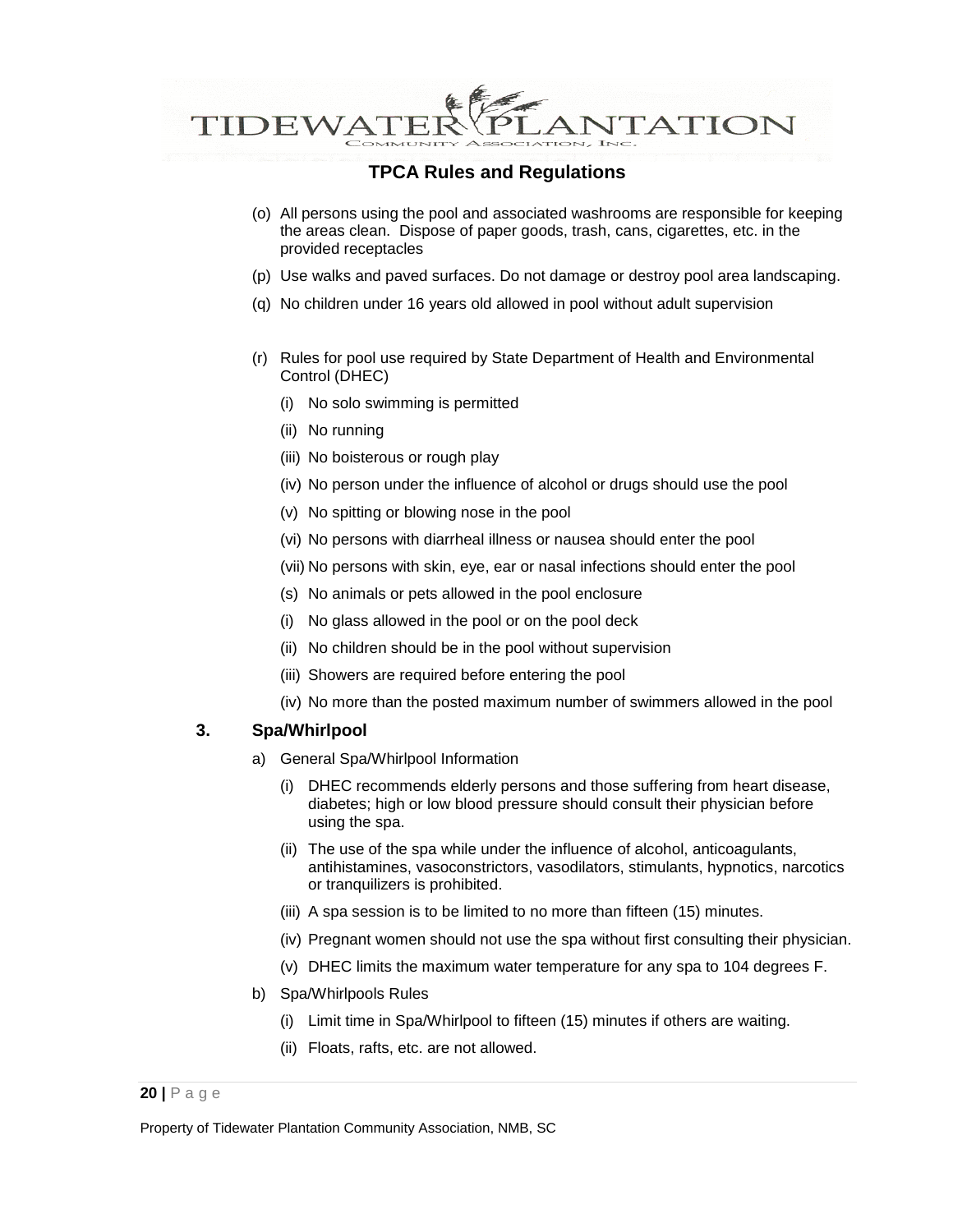# TPCA Rules and Regulations

(o) All persons using the pool and associated washrooms are responsible for keeping the areas clean. Dispose of paper goods, trash, cans, cigarettes, etc. in the provided receptacles

(p) Use walks and paved surfaces. Do not damage or destroy pool area landscaping.

(q) No children under 16 years old allowed in pool without adult supervision

(r) Rules for pool use required by State Department of Health and Environmental Control (DHEC)

- (i) No solo swimming is permitted
- (ii) No running
- (iii) No boisterous or rough play
- (iv) No person under the influence of alcohol or drugs should use the pool
- (v) No spitting or blowing nose in the pool
- (vi) No persons with diarrheal illness or nausea should enter the pool
- (vii) No persons with skin, eye, ear or nasal infections should enter the pool
- (s) No animals or pets allowed in the pool enclosure
- (i) No glass allowed in the pool or on the pool deck
- (ii) No children should be in the pool without supervision
- (iii) Showers are required before entering the pool
- (iv) No more than the posted maximum number of swimmers allowed in the pool

### 3. Spa/Whirlpool

a) General Spa/Whirlpool Information

- (i) DHEC recommends elderly persons and those suffering from heart disease, diabetes; high or low blood pressure should consult their physician before using the spa.
- (ii) The use of the spa while under the influence of alcohol, anticoagulants, antihistamines, vasoconstrictors, vasodilators, stimulants, hypnotics, narcotics or tranquilizers is prohibited.
- (iii) A spa session is to be limited to no more than fifteen (15) minutes.
- (iv) Pregnant women should not use the spa without first consulting their physician.
- (v) DHEC limits the maximum water temperature for any spa to 104 degrees F.

b) Spa/Whirlpools Rules

- (i) Limit time in Spa/Whirlpool to fifteen (15) minutes if others are waiting.
- (ii) Floats, rafts, etc. are not allowed.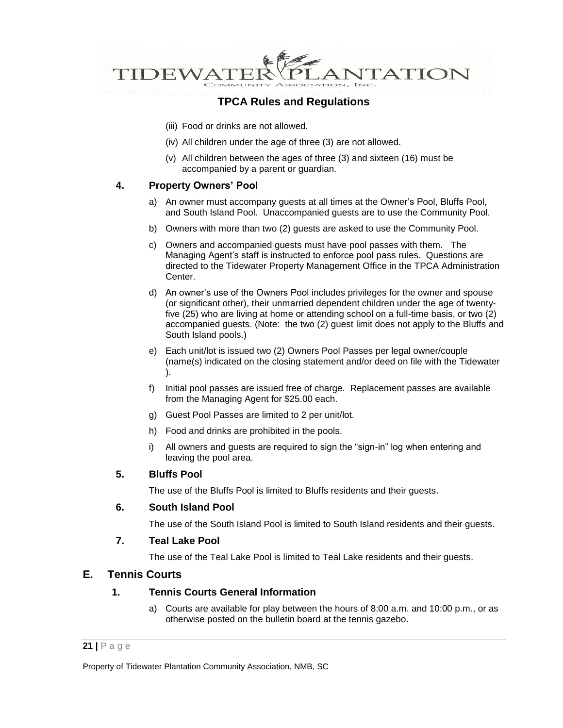(iii) Food or drinks are not allowed.

(iv) All children under the age of three (3) are not allowed.

(v) All children between the ages of three (3) and sixteen (16) must be accompanied by a parent or guardian.

### 4. Property Owners' Pool

a) An owner must accompany guests at all times at the Owner's Pool, Bluffs Pool, and South Island Pool. Unaccompanied guests are to use the Community Pool.

b) Owners with more than two (2) guests are asked to use the Community Pool.

c) Owners and accompanied guests must have pool passes with them. The Managing Agent's staff is instructed to enforce pool pass rules. Questions are directed to the Tidewater Property Management Office in the TPCA Administration Center.

d) An owner's use of the Owners Pool includes privileges for the owner and spouse (or significant other), their unmarried dependent children under the age of twenty-five (25) who are living at home or attending school on a full-time basis, or two (2) accompanied guests. (Note: the two (2) guest limit does not apply to the Bluffs and South Island pools.)

e) Each unit/lot is issued two (2) Owners Pool Passes per legal owner/couple (name(s) indicated on the closing statement and/or deed on file with the Tidewater ).

f) Initial pool passes are issued free of charge. Replacement passes are available from the Managing Agent for $25.00 each.

g) Guest Pool Passes are limited to 2 per unit/lot.

h) Food and drinks are prohibited in the pools.

i) All owners and guests are required to sign the "sign-in" log when entering and leaving the pool area.

### 5. Bluffs Pool

The use of the Bluffs Pool is limited to Bluffs residents and their guests.

### 6. South Island Pool

The use of the South Island Pool is limited to South Island residents and their guests.

### 7. Teal Lake Pool

The use of the Teal Lake Pool is limited to Teal Lake residents and their guests.

## E. Tennis Courts

### 1. Tennis Courts General Information

a) Courts are available for play between the hours of 8:00 a.m. and 10:00 p.m., or as otherwise posted on the bulletin board at the tennis gazebo.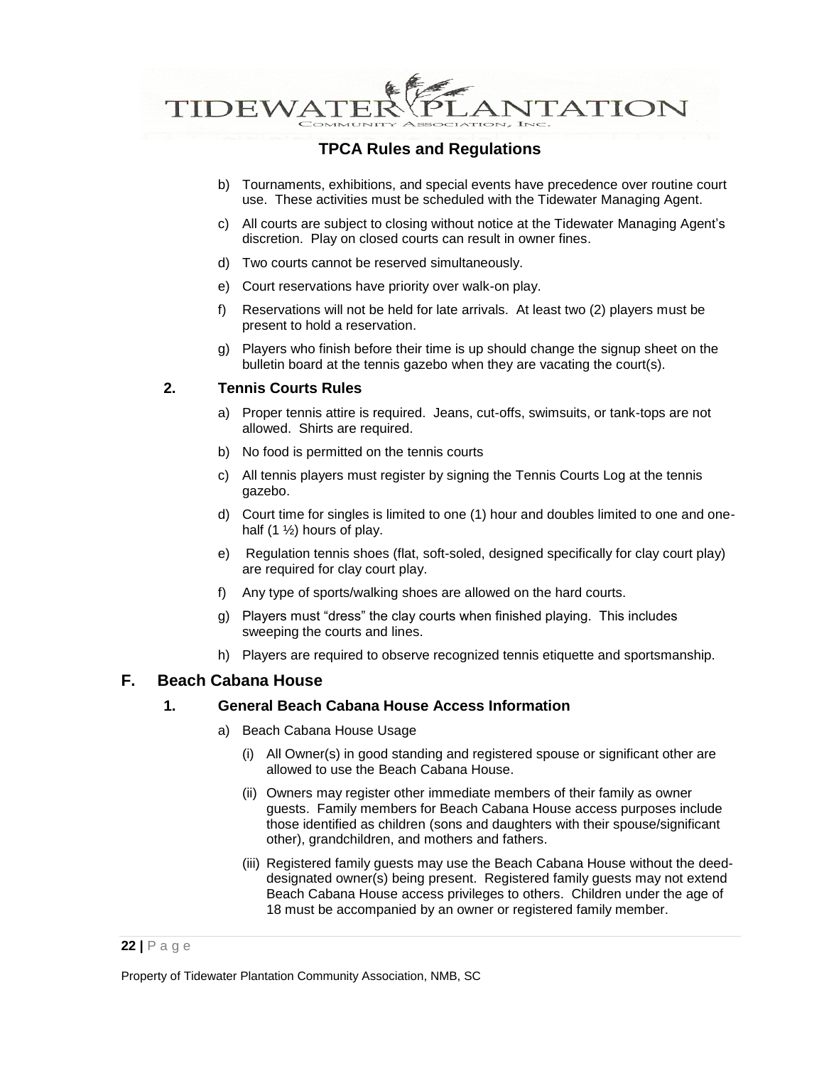b) Tournaments, exhibitions, and special events have precedence over routine court use. These activities must be scheduled with the Tidewater Managing Agent.

c) All courts are subject to closing without notice at the Tidewater Managing Agent's discretion. Play on closed courts can result in owner fines.

d) Two courts cannot be reserved simultaneously.

e) Court reservations have priority over walk-on play.

f) Reservations will not be held for late arrivals. At least two (2) players must be present to hold a reservation.

g) Players who finish before their time is up should change the signup sheet on the bulletin board at the tennis gazebo when they are vacating the court(s).

### 2. Tennis Courts Rules

a) Proper tennis attire is required. Jeans, cut-offs, swimsuits, or tank-tops are not allowed. Shirts are required.

b) No food is permitted on the tennis courts

c) All tennis players must register by signing the Tennis Courts Log at the tennis gazebo.

d) Court time for singles is limited to one (1) hour and doubles limited to one and one-half (1 ½) hours of play.

e) Regulation tennis shoes (flat, soft-soled, designed specifically for clay court play) are required for clay court play.

f) Any type of sports/walking shoes are allowed on the hard courts.

g) Players must "dress" the clay courts when finished playing. This includes sweeping the courts and lines.

h) Players are required to observe recognized tennis etiquette and sportsmanship.

## F. Beach Cabana House

### 1. General Beach Cabana House Access Information

a) Beach Cabana House Usage

(i) All Owner(s) in good standing and registered spouse or significant other are allowed to use the Beach Cabana House.

(ii) Owners may register other immediate members of their family as owner guests. Family members for Beach Cabana House access purposes include those identified as children (sons and daughters with their spouse/significant other), grandchildren, and mothers and fathers.

(iii) Registered family guests may use the Beach Cabana House without the deed-designated owner(s) being present. Registered family guests may not extend Beach Cabana House access privileges to others. Children under the age of 18 must be accompanied by an owner or registered family member.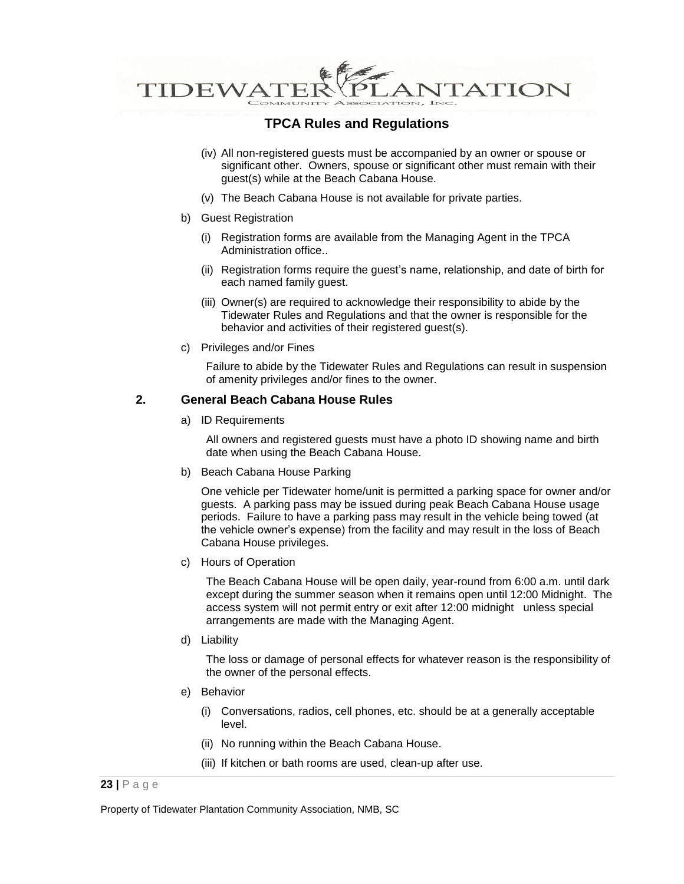# TPCA Rules and Regulations

(iv) All non-registered guests must be accompanied by an owner or spouse or significant other. Owners, spouse or significant other must remain with their guest(s) while at the Beach Cabana House.

(v) The Beach Cabana House is not available for private parties.

b) Guest Registration

(i) Registration forms are available from the Managing Agent in the TPCA Administration office..

(ii) Registration forms require the guest's name, relationship, and date of birth for each named family guest.

(iii) Owner(s) are required to acknowledge their responsibility to abide by the Tidewater Rules and Regulations and that the owner is responsible for the behavior and activities of their registered guest(s).

c) Privileges and/or Fines

Failure to abide by the Tidewater Rules and Regulations can result in suspension of amenity privileges and/or fines to the owner.

## 2. General Beach Cabana House Rules

a) ID Requirements

All owners and registered guests must have a photo ID showing name and birth date when using the Beach Cabana House.

b) Beach Cabana House Parking

One vehicle per Tidewater home/unit is permitted a parking space for owner and/or guests. A parking pass may be issued during peak Beach Cabana House usage periods. Failure to have a parking pass may result in the vehicle being towed (at the vehicle owner's expense) from the facility and may result in the loss of Beach Cabana House privileges.

c) Hours of Operation

The Beach Cabana House will be open daily, year-round from 6:00 a.m. until dark except during the summer season when it remains open until 12:00 Midnight. The access system will not permit entry or exit after 12:00 midnight unless special arrangements are made with the Managing Agent.

d) Liability

The loss or damage of personal effects for whatever reason is the responsibility of the owner of the personal effects.

e) Behavior

(i) Conversations, radios, cell phones, etc. should be at a generally acceptable level.

(ii) No running within the Beach Cabana House.

(iii) If kitchen or bath rooms are used, clean-up after use.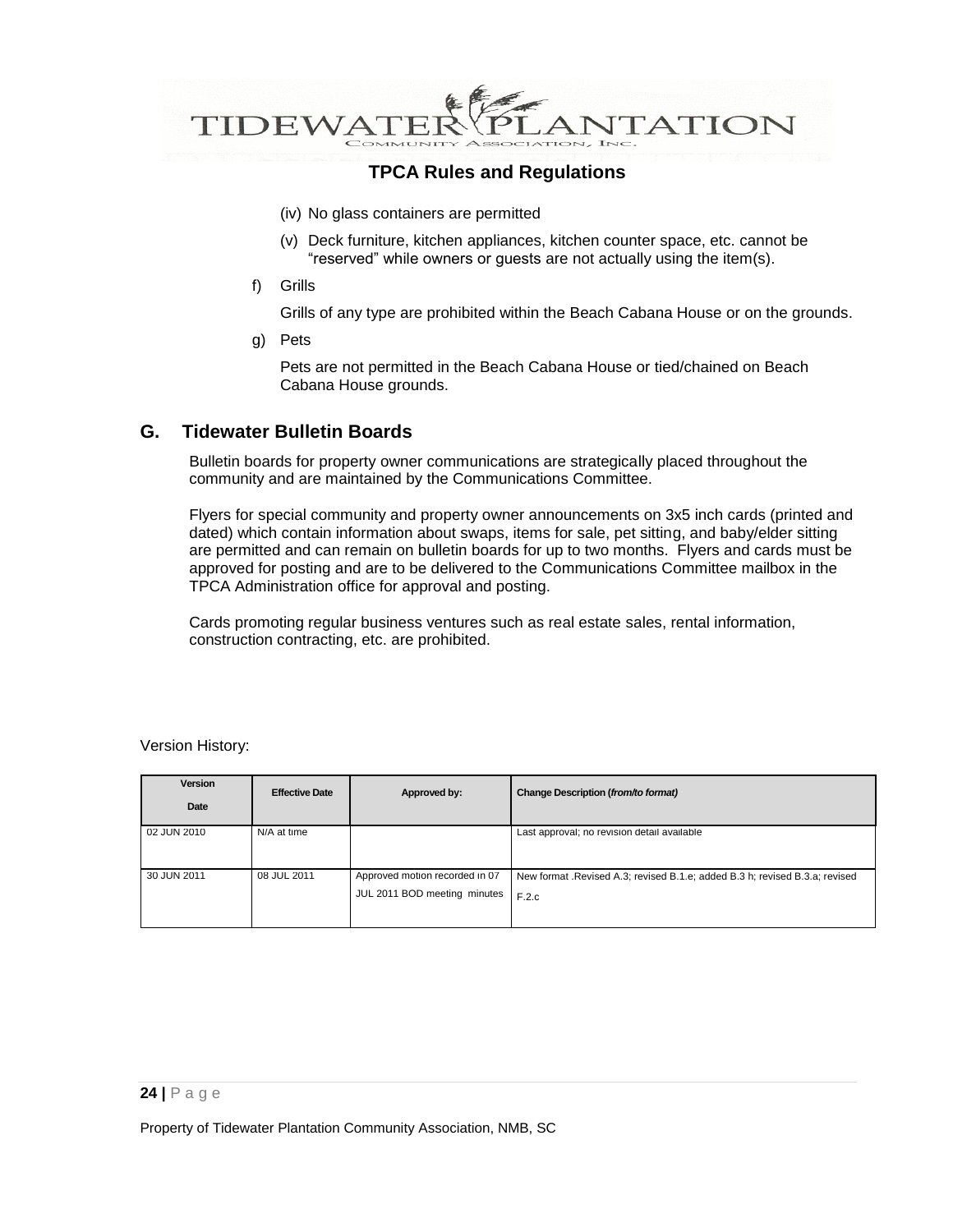(iv) No glass containers are permitted

(v) Deck furniture, kitchen appliances, kitchen counter space, etc. cannot be "reserved" while owners or guests are not actually using the item(s).

f) Grills

Grills of any type are prohibited within the Beach Cabana House or on the grounds.

g) Pets

Pets are not permitted in the Beach Cabana House or tied/chained on Beach Cabana House grounds.

## G. Tidewater Bulletin Boards

Bulletin boards for property owner communications are strategically placed throughout the community and are maintained by the Communications Committee.

Flyers for special community and property owner announcements on 3x5 inch cards (printed and dated) which contain information about swaps, items for sale, pet sitting, and baby/elder sitting are permitted and can remain on bulletin boards for up to two months. Flyers and cards must be approved for posting and are to be delivered to the Communications Committee mailbox in the TPCA Administration office for approval and posting.

Cards promoting regular business ventures such as real estate sales, rental information, construction contracting, etc. are prohibited.

Version History:

| Version Date | Effective Date | Approved by: | Change Description (*from/to format)* |
|---|---|---|---|
| 02 JUN 2010 | N/A at time | | Last approval; no revision detail available |
| 30 JUN 2011 | 08 JUL 2011 | Approved motion recorded in 07 JUL 2011 BOD meeting minutes | New format .Revised A.3; revised B.1.e; added B.3 h; revised B.3.a; revised F.2.c |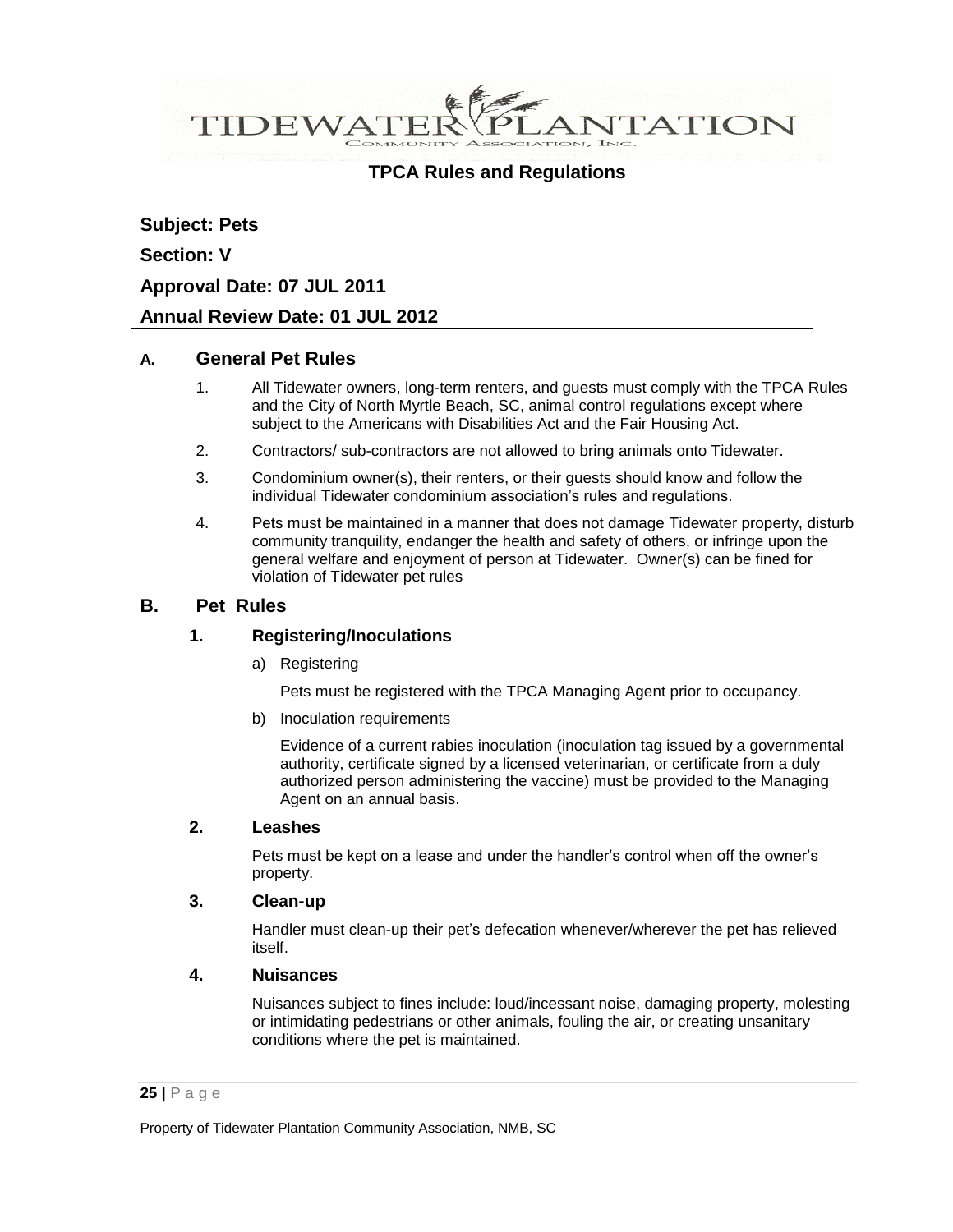# TIDEWATER PLANTATION

COMMUNITY ASSOCIATION, INC.

## TPCA Rules and Regulations

**Subject: Pets**

**Section: V**

**Approval Date: 07 JUL 2011**

**Annual Review Date: 01 JUL 2012**

---

### A. General Pet Rules

1. All Tidewater owners, long-term renters, and guests must comply with the TPCA Rules and the City of North Myrtle Beach, SC, animal control regulations except where subject to the Americans with Disabilities Act and the Fair Housing Act.
2. Contractors/ sub-contractors are not allowed to bring animals onto Tidewater.
3. Condominium owner(s), their renters, or their guests should know and follow the individual Tidewater condominium association's rules and regulations.
4. Pets must be maintained in a manner that does not damage Tidewater property, disturb community tranquility, endanger the health and safety of others, or infringe upon the general welfare and enjoyment of person at Tidewater. Owner(s) can be fined for violation of Tidewater pet rules

### B. Pet Rules

#### 1. Registering/Inoculations

a) Registering

Pets must be registered with the TPCA Managing Agent prior to occupancy.

b) Inoculation requirements

Evidence of a current rabies inoculation (inoculation tag issued by a governmental authority, certificate signed by a licensed veterinarian, or certificate from a duly authorized person administering the vaccine) must be provided to the Managing Agent on an annual basis.

#### 2. Leashes

Pets must be kept on a lease and under the handler's control when off the owner's property.

#### 3. Clean-up

Handler must clean-up their pet's defecation whenever/wherever the pet has relieved itself.

#### 4. Nuisances

Nuisances subject to fines include: loud/incessant noise, damaging property, molesting or intimidating pedestrians or other animals, fouling the air, or creating unsanitary conditions where the pet is maintained.

Property of Tidewater Plantation Community Association, NMB, SC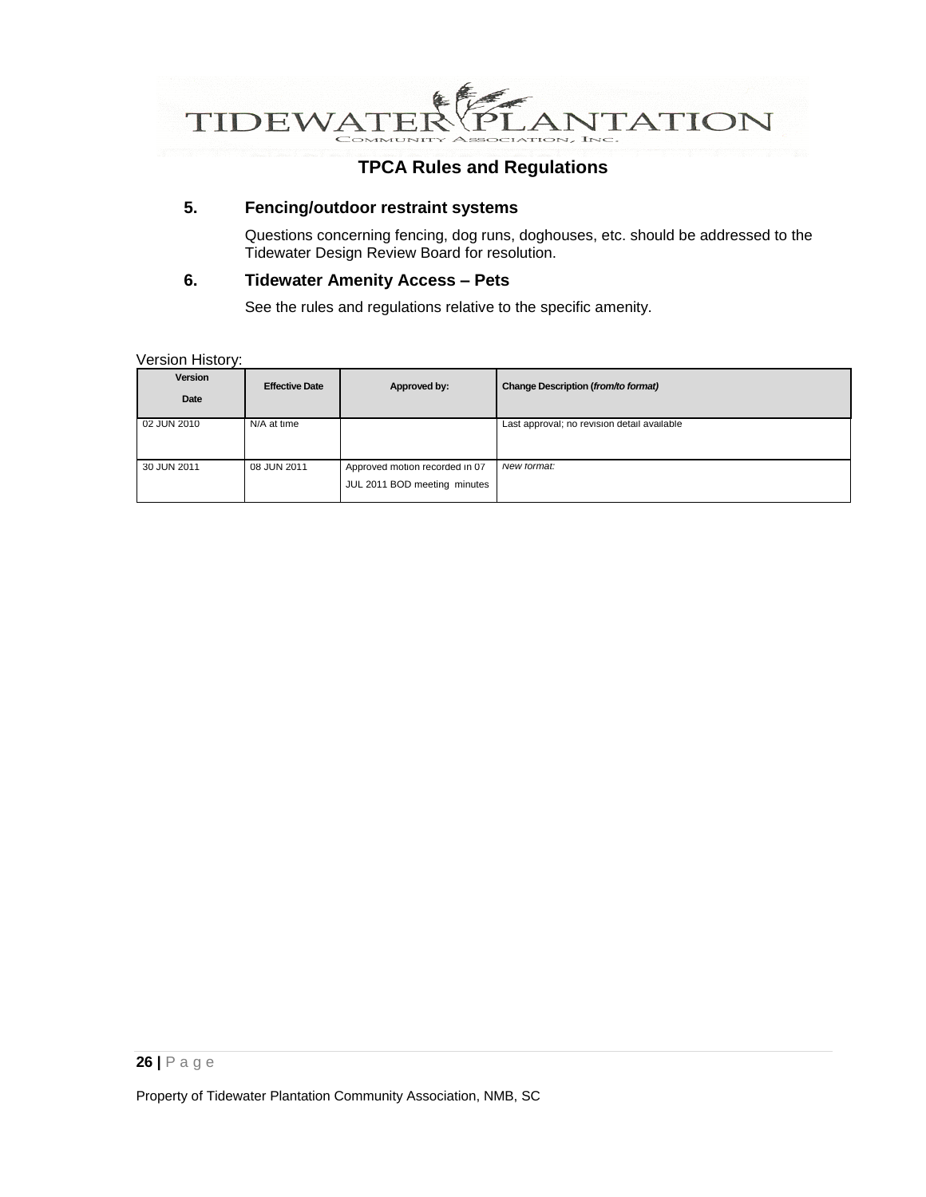# TPCA Rules and Regulations

### 5. Fencing/outdoor restraint systems

Questions concerning fencing, dog runs, doghouses, etc. should be addressed to the Tidewater Design Review Board for resolution.

### 6. Tidewater Amenity Access – Pets

See the rules and regulations relative to the specific amenity.

Version History:

| Version Date | Effective Date | Approved by: | Change Description (*from/to format*) |
|---|---|---|---|
| 02 JUN 2010 | N/A at time | | Last approval; no revision detail available |
| 30 JUN 2011 | 08 JUN 2011 | Approved motion recorded in 07 JUL 2011 BOD meeting minutes | *New format:* |

Property of Tidewater Plantation Community Association, NMB, SC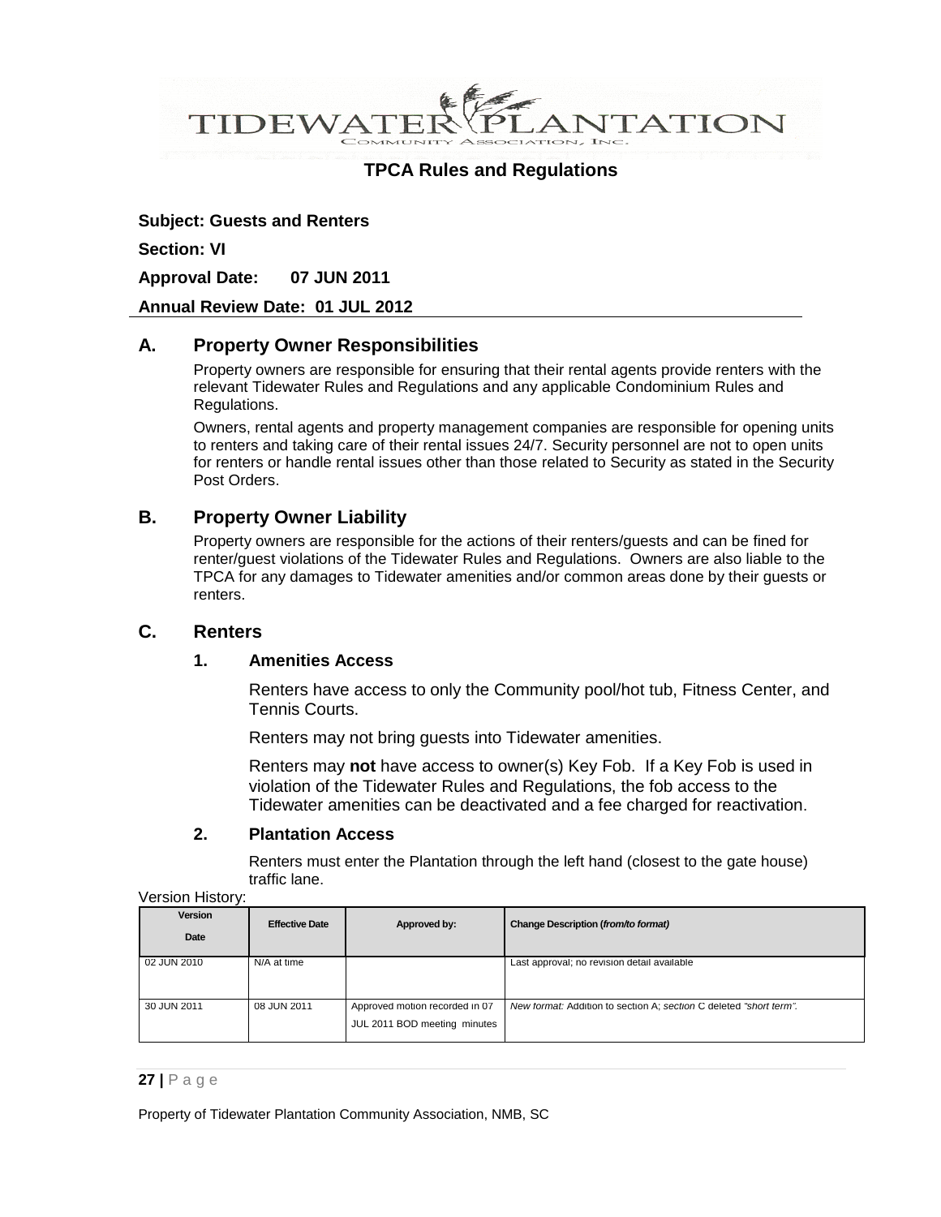TIDEWATER PLANTATION
Community Association, Inc.

# TPCA Rules and Regulations

**Subject: Guests and Renters**

**Section: VI**

**Approval Date: 07 JUN 2011**

**Annual Review Date: 01 JUL 2012**

## A. Property Owner Responsibilities

Property owners are responsible for ensuring that their rental agents provide renters with the relevant Tidewater Rules and Regulations and any applicable Condominium Rules and Regulations.

Owners, rental agents and property management companies are responsible for opening units to renters and taking care of their rental issues 24/7. Security personnel are not to open units for renters or handle rental issues other than those related to Security as stated in the Security Post Orders.

## B. Property Owner Liability

Property owners are responsible for the actions of their renters/guests and can be fined for renter/guest violations of the Tidewater Rules and Regulations. Owners are also liable to the TPCA for any damages to Tidewater amenities and/or common areas done by their guests or renters.

## C. Renters

### 1. Amenities Access

Renters have access to only the Community pool/hot tub, Fitness Center, and Tennis Courts.

Renters may not bring guests into Tidewater amenities.

Renters may **not** have access to owner(s) Key Fob. If a Key Fob is used in violation of the Tidewater Rules and Regulations, the fob access to the Tidewater amenities can be deactivated and a fee charged for reactivation.

### 2. Plantation Access

Renters must enter the Plantation through the left hand (closest to the gate house) traffic lane.

Version History:

| Version Date | Effective Date | Approved by: | Change Description (*from/to format*) |
|---|---|---|---|
| 02 JUN 2010 | N/A at time | | Last approval; no revision detail available |
| 30 JUN 2011 | 08 JUN 2011 | Approved motion recorded in 07 JUL 2011 BOD meeting minutes | *New format:* Addition to section A; *section* C deleted *"short term"*. |

Property of Tidewater Plantation Community Association, NMB, SC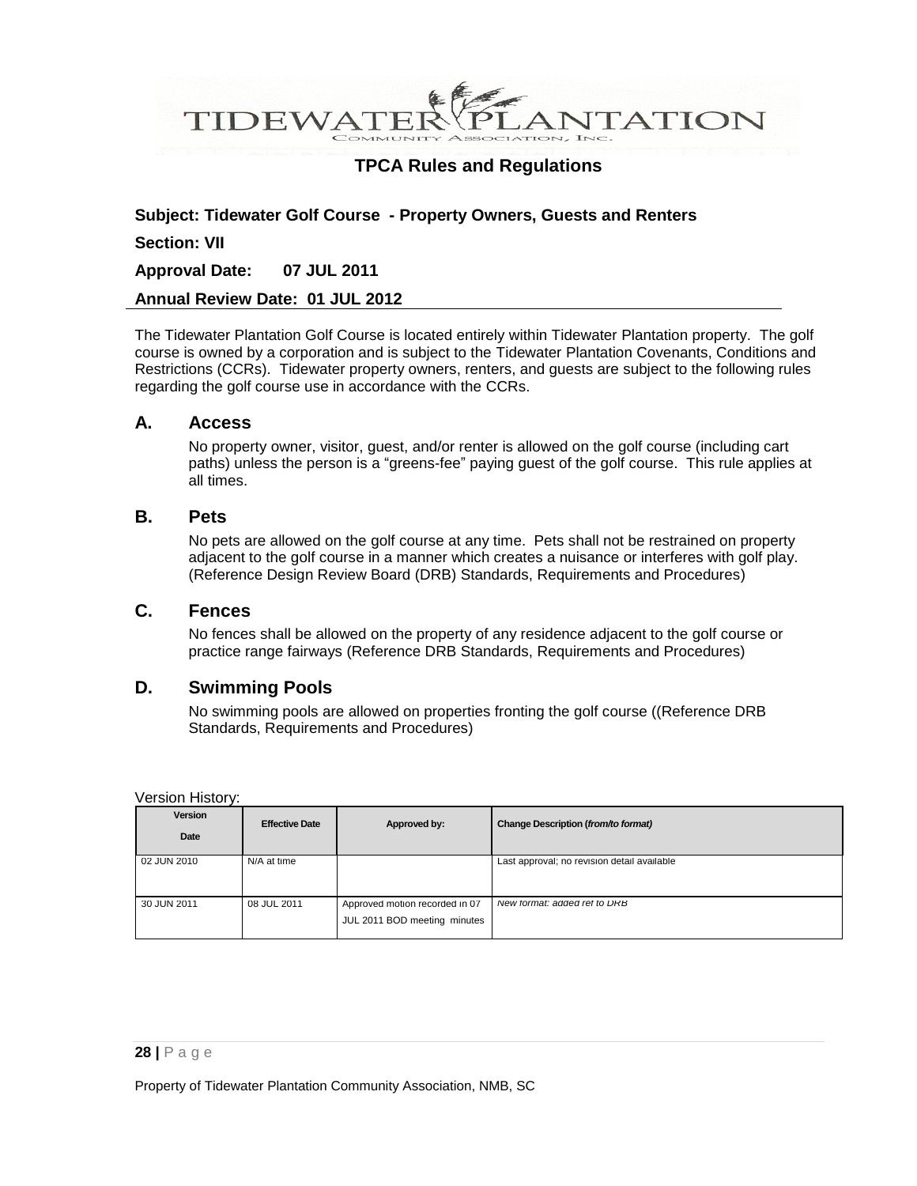TIDEWATER PLANTATION
COMMUNITY ASSOCIATION, INC.

# TPCA Rules and Regulations

**Subject: Tidewater Golf Course - Property Owners, Guests and Renters**

**Section: VII**

**Approval Date: 07 JUL 2011**

**Annual Review Date: 01 JUL 2012**

The Tidewater Plantation Golf Course is located entirely within Tidewater Plantation property. The golf course is owned by a corporation and is subject to the Tidewater Plantation Covenants, Conditions and Restrictions (CCRs). Tidewater property owners, renters, and guests are subject to the following rules regarding the golf course use in accordance with the CCRs.

## A. Access

No property owner, visitor, guest, and/or renter is allowed on the golf course (including cart paths) unless the person is a "greens-fee" paying guest of the golf course. This rule applies at all times.

## B. Pets

No pets are allowed on the golf course at any time. Pets shall not be restrained on property adjacent to the golf course in a manner which creates a nuisance or interferes with golf play. (Reference Design Review Board (DRB) Standards, Requirements and Procedures)

## C. Fences

No fences shall be allowed on the property of any residence adjacent to the golf course or practice range fairways (Reference DRB Standards, Requirements and Procedures)

## D. Swimming Pools

No swimming pools are allowed on properties fronting the golf course ((Reference DRB Standards, Requirements and Procedures)

Version History:

| Version Date | Effective Date | Approved by: | Change Description (*from/to format)* |
|---|---|---|---|
| 02 JUN 2010 | N/A at time | | Last approval; no revision detail available |
| 30 JUN 2011 | 08 JUL 2011 | Approved motion recorded in 07 JUL 2011 BOD meeting minutes | *New format: added ref to DRB* |

Property of Tidewater Plantation Community Association, NMB, SC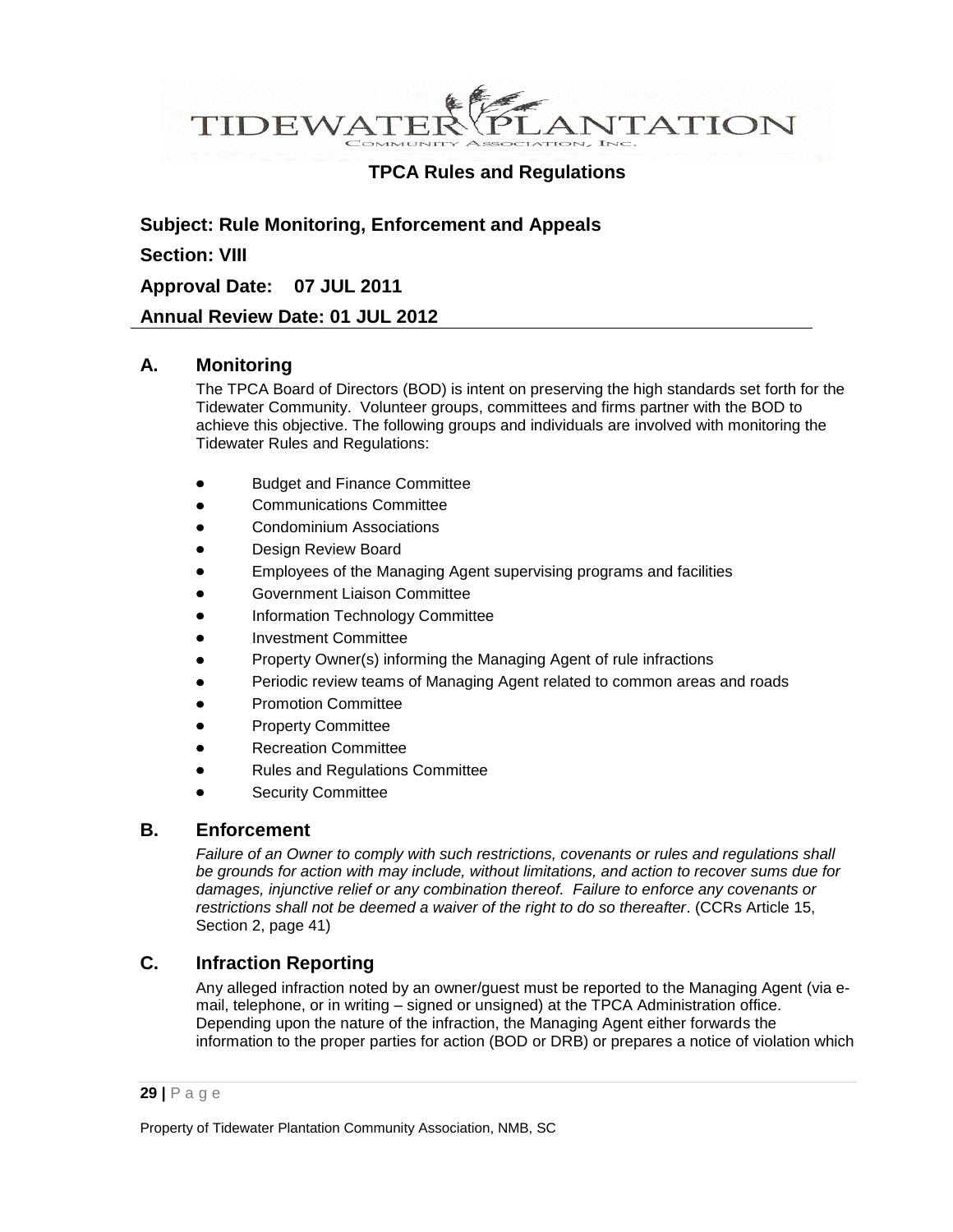# TPCA Rules and Variations

**TPCA Rules and Regulations**

**Subject: Rule Monitoring, Enforcement and Appeals**

**Section: VIII**

**Approval Date: 07 JUL 2011**

**Annual Review Date: 01 JUL 2012**

## A. Monitoring

The TPCA Board of Directors (BOD) is intent on preserving the high standards set forth for the Tidewater Community. Volunteer groups, committees and firms partner with the BOD to achieve this objective. The following groups and individuals are involved with monitoring the Tidewater Rules and Regulations:

- Budget and Finance Committee
- Communications Committee
- Condominium Associations
- Design Review Board
- Employees of the Managing Agent supervising programs and facilities
- Government Liaison Committee
- Information Technology Committee
- Investment Committee
- Property Owner(s) informing the Managing Agent of rule infractions
- Periodic review teams of Managing Agent related to common areas and roads
- Promotion Committee
- Property Committee
- Recreation Committee
- Rules and Regulations Committee
- Security Committee

## B. Enforcement

*Failure of an Owner to comply with such restrictions, covenants or rules and regulations shall be grounds for action with may include, without limitations, and action to recover sums due for damages, injunctive relief or any combination thereof. Failure to enforce any covenants or restrictions shall not be deemed a waiver of the right to do so thereafter*. (CCRs Article 15, Section 2, page 41)

## C. Infraction Reporting

Any alleged infraction noted by an owner/guest must be reported to the Managing Agent (via e-mail, telephone, or in writing – signed or unsigned) at the TPCA Administration office. Depending upon the nature of the infraction, the Managing Agent either forwards the information to the proper parties for action (BOD or DRB) or prepares a notice of violation which

Property of Tidewater Plantation Community Association, NMB, SC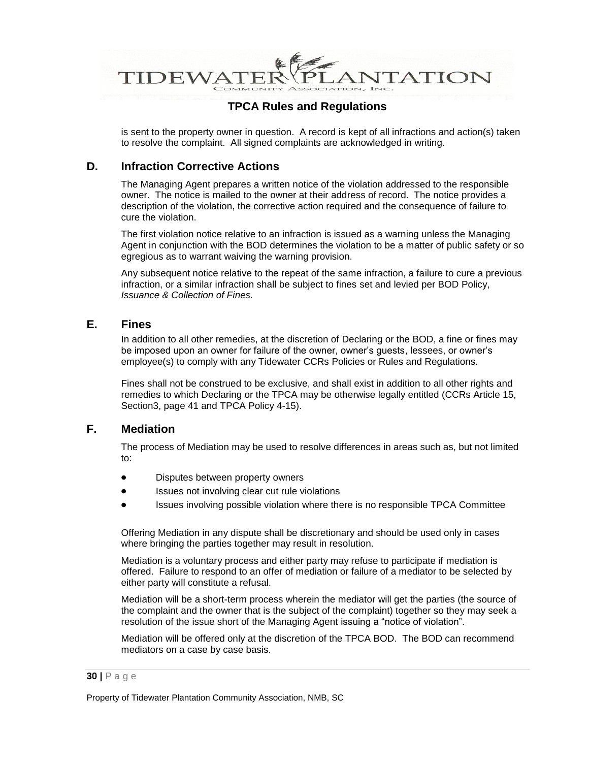is sent to the property owner in question. A record is kept of all infractions and action(s) taken to resolve the complaint. All signed complaints are acknowledged in writing.

## D. Infraction Corrective Actions

The Managing Agent prepares a written notice of the violation addressed to the responsible owner. The notice is mailed to the owner at their address of record. The notice provides a description of the violation, the corrective action required and the consequence of failure to cure the violation.

The first violation notice relative to an infraction is issued as a warning unless the Managing Agent in conjunction with the BOD determines the violation to be a matter of public safety or so egregious as to warrant waiving the warning provision.

Any subsequent notice relative to the repeat of the same infraction, a failure to cure a previous infraction, or a similar infraction shall be subject to fines set and levied per BOD Policy, *Issuance & Collection of Fines.*

## E. Fines

In addition to all other remedies, at the discretion of Declaring or the BOD, a fine or fines may be imposed upon an owner for failure of the owner, owner's guests, lessees, or owner's employee(s) to comply with any Tidewater CCRs Policies or Rules and Regulations.

Fines shall not be construed to be exclusive, and shall exist in addition to all other rights and remedies to which Declaring or the TPCA may be otherwise legally entitled (CCRs Article 15, Section3, page 41 and TPCA Policy 4-15).

## F. Mediation

The process of Mediation may be used to resolve differences in areas such as, but not limited to:

- Disputes between property owners
- Issues not involving clear cut rule violations
- Issues involving possible violation where there is no responsible TPCA Committee

Offering Mediation in any dispute shall be discretionary and should be used only in cases where bringing the parties together may result in resolution.

Mediation is a voluntary process and either party may refuse to participate if mediation is offered. Failure to respond to an offer of mediation or failure of a mediator to be selected by either party will constitute a refusal.

Mediation will be a short-term process wherein the mediator will get the parties (the source of the complaint and the owner that is the subject of the complaint) together so they may seek a resolution of the issue short of the Managing Agent issuing a "notice of violation".

Mediation will be offered only at the discretion of the TPCA BOD. The BOD can recommend mediators on a case by case basis.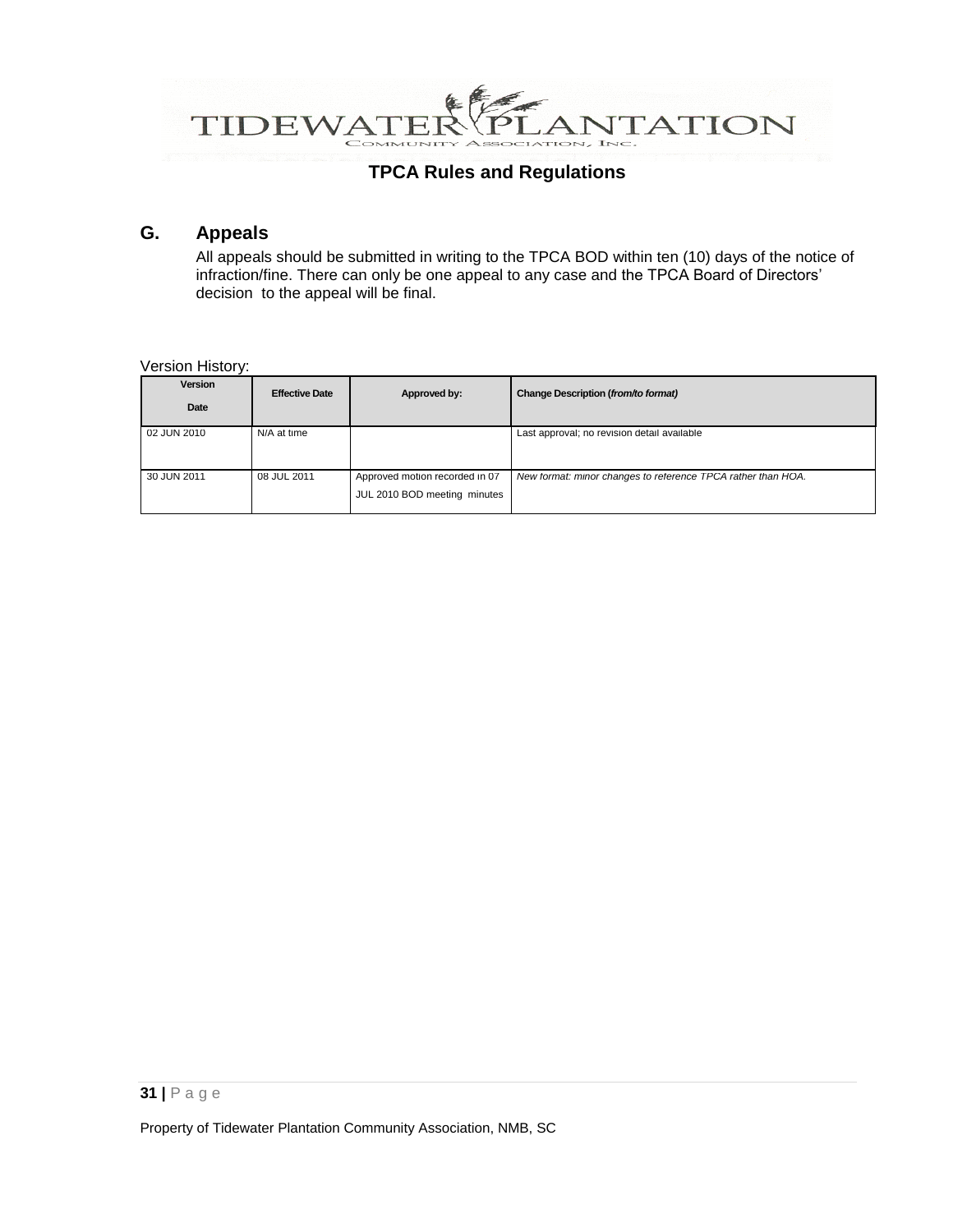# TPCA Rules and Regulations

## G. Appeals

All appeals should be submitted in writing to the TPCA BOD within ten (10) days of the notice of infraction/fine. There can only be one appeal to any case and the TPCA Board of Directors' decision to the appeal will be final.

Version History:

| Version Date | Effective Date | Approved by: | Change Description (*from/to format)* |
|---|---|---|---|
| 02 JUN 2010 | N/A at time | | Last approval; no revision detail available |
| 30 JUN 2011 | 08 JUL 2011 | Approved motion recorded in 07 JUL 2010 BOD meeting minutes | *New format: minor changes to reference TPCA rather than HOA.* |

Property of Tidewater Plantation Community Association, NMB, SC